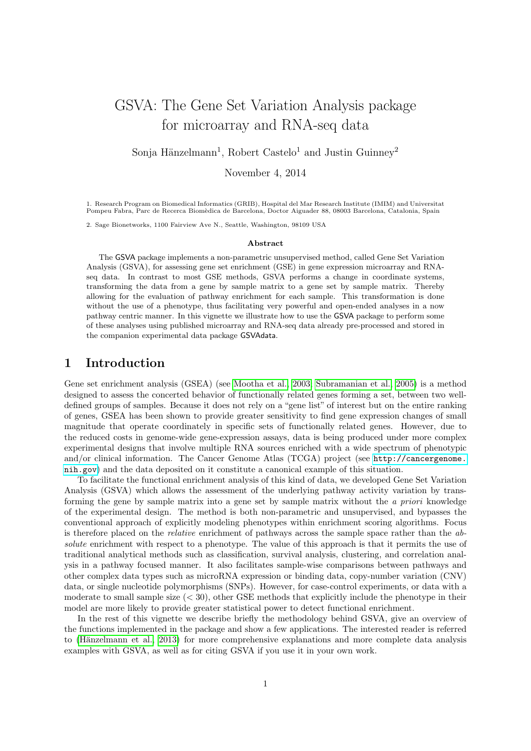# GSVA: The Gene Set Variation Analysis package for microarray and RNA-seq data

Sonja Hänzelmann[1], Robert Castelo[1] and Justin Guinney[2]

November 4, 2014

1. Research Program on Biomedical Informatics (GRIB), Hospital del Mar Research Institute (IMIM) and Universitat Pompeu Fabra, Parc de Recerca Biomèdica de Barcelona, Doctor Aiguader 88, 08003 Barcelona, Catalonia, Spain

2. Sage Bionetworks, 1100 Fairview Ave N., Seattle, Washington, 98109 USA

**Abstract**

The GSVA package implements a non-parametric unsupervised method, called Gene Set Variation Analysis (GSVA), for assessing gene set enrichment (GSE) in gene expression microarray and RNA-seq data. In contrast to most GSE methods, GSVA performs a change in coordinate systems, transforming the data from a gene by sample matrix to a gene set by sample matrix. Thereby allowing for the evaluation of pathway enrichment for each sample. This transformation is done without the use of a phenotype, thus facilitating very powerful and open-ended analyses in a now pathway centric manner. In this vignette we illustrate how to use the GSVA package to perform some of these analyses using published microarray and RNA-seq data already pre-processed and stored in the companion experimental data package GSVAdata.

## 1 Introduction

Gene set enrichment analysis (GSEA) (see Mootha et al., 2003; Subramanian et al., 2005) is a method designed to assess the concerted behavior of functionally related genes forming a set, between two well-defined groups of samples. Because it does not rely on a "gene list" of interest but on the entire ranking of genes, GSEA has been shown to provide greater sensitivity to find gene expression changes of small magnitude that operate coordinately in specific sets of functionally related genes. However, due to the reduced costs in genome-wide gene-expression assays, data is being produced under more complex experimental designs that involve multiple RNA sources enriched with a wide spectrum of phenotypic and/or clinical information. The Cancer Genome Atlas (TCGA) project (see http://cancergenome.nih.gov) and the data deposited on it constitute a canonical example of this situation.

To facilitate the functional enrichment analysis of this kind of data, we developed Gene Set Variation Analysis (GSVA) which allows the assessment of the underlying pathway activity variation by transforming the gene by sample matrix into a gene set by sample matrix without the *a priori* knowledge of the experimental design. The method is both non-parametric and unsupervised, and bypasses the conventional approach of explicitly modeling phenotypes within enrichment scoring algorithms. Focus is therefore placed on the *relative* enrichment of pathways across the sample space rather than the *absolute* enrichment with respect to a phenotype. The value of this approach is that it permits the use of traditional analytical methods such as classification, survival analysis, clustering, and correlation analysis in a pathway focused manner. It also facilitates sample-wise comparisons between pathways and other complex data types such as microRNA expression or binding data, copy-number variation (CNV) data, or single nucleotide polymorphisms (SNPs). However, for case-control experiments, or data with a moderate to small sample size (< 30), other GSE methods that explicitly include the phenotype in their model are more likely to provide greater statistical power to detect functional enrichment.

In the rest of this vignette we describe briefly the methodology behind GSVA, give an overview of the functions implemented in the package and show a few applications. The interested reader is referred to (Hänzelmann et al., 2013) for more comprehensive explanations and more complete data analysis examples with GSVA, as well as for citing GSVA if you use it in your own work.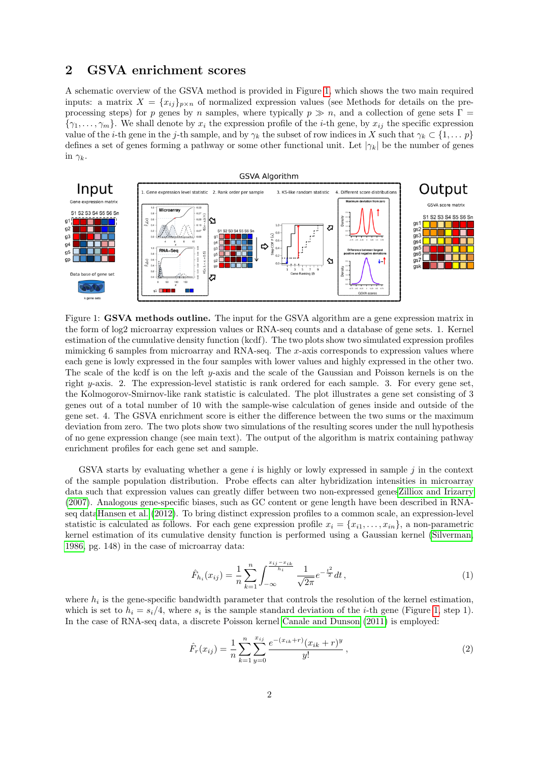## 2 GSVA enrichment scores

A schematic overview of the GSVA method is provided in Figure 1, which shows the two main required inputs: a matrix $X = \{x_{ij}\}_{p \times n}$ of normalized expression values (see Methods for details on the pre-processing steps) for $p$ genes by $n$ samples, where typically $p \gg n$, and a collection of gene sets $\Gamma = \{\gamma_1, \ldots, \gamma_m\}$. We shall denote by $x_i$ the expression profile of the $i$-th gene, by $x_{ij}$ the specific expression value of the $i$-th gene in the $j$-th sample, and by $\gamma_k$ the subset of row indices in $X$ such that $\gamma_k \subset \{1, \ldots p\}$ defines a set of genes forming a pathway or some other functional unit. Let $|\gamma_k|$ be the number of genes in $\gamma_k$.

Figure 1: **GSVA methods outline.** The input for the GSVA algorithm are a gene expression matrix in the form of log2 microarray expression values or RNA-seq counts and a database of gene sets. 1. Kernel estimation of the cumulative density function (kcdf). The two plots show two simulated expression profiles mimicking 6 samples from microarray and RNA-seq. The $x$-axis corresponds to expression values where each gene is lowly expressed in the four samples with lower values and highly expressed in the other two. The scale of the kcdf is on the left $y$-axis and the scale of the Gaussian and Poisson kernels is on the right $y$-axis. 2. The expression-level statistic is rank ordered for each sample. 3. For every gene set, the Kolmogorov-Smirnov-like rank statistic is calculated. The plot illustrates a gene set consisting of 3 genes out of a total number of 10 with the sample-wise calculation of genes inside and outside of the gene set. 4. The GSVA enrichment score is either the difference between the two sums or the maximum deviation from zero. The two plots show two simulations of the resulting scores under the null hypothesis of no gene expression change (see main text). The output of the algorithm is matrix containing pathway enrichment profiles for each gene set and sample.

GSVA starts by evaluating whether a gene $i$ is highly or lowly expressed in sample $j$ in the context of the sample population distribution. Probe effects can alter hybridization intensities in microarray data such that expression values can greatly differ between two non-expressed genesZilliox and Irizarry (2007). Analogous gene-specific biases, such as GC content or gene length have been described in RNA-seq dataHansen et al. (2012). To bring distinct expression profiles to a common scale, an expression-level statistic is calculated as follows. For each gene expression profile $x_i = \{x_{i1}, \ldots, x_{in}\}$, a non-parametric kernel estimation of its cumulative density function is performed using a Gaussian kernel (Silverman, 1986, pg. 148) in the case of microarray data:

$$\hat{F}_{h_i}(x_{ij}) = \frac{1}{n} \sum_{k=1}^{n} \int_{-\infty}^{\frac{x_{ij} - x_{ik}}{h_i}} \frac{1}{\sqrt{2\pi}} e^{-\frac{t^2}{2}} dt \,, \tag{1}$$

where $h_i$ is the gene-specific bandwidth parameter that controls the resolution of the kernel estimation, which is set to $h_i = s_i/4$, where $s_i$ is the sample standard deviation of the $i$-th gene (Figure 1, step 1). In the case of RNA-seq data, a discrete Poisson kernel Canale and Dunson (2011) is employed:

$$\hat{F}_r(x_{ij}) = \frac{1}{n} \sum_{k=1}^{n} \sum_{y=0}^{x_{ij}} \frac{e^{-(x_{ik}+r)} (x_{ik} + r)^y}{y!} \,, \tag{2}$$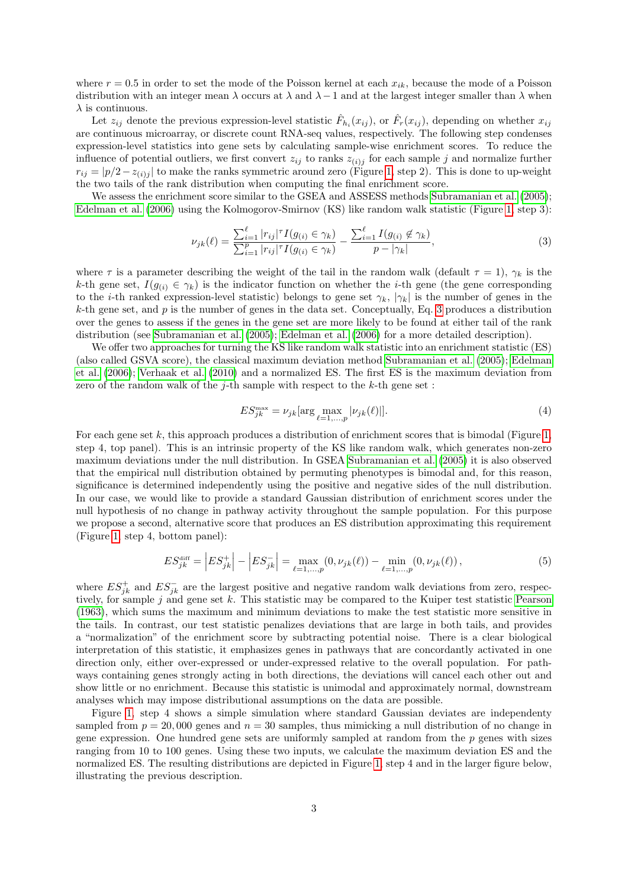where $r = 0.5$ in order to set the mode of the Poisson kernel at each $x_{ik}$, because the mode of a Poisson distribution with an integer mean $\lambda$ occurs at $\lambda$ and $\lambda - 1$ and at the largest integer smaller than $\lambda$ when $\lambda$ is continuous.

Let $z_{ij}$ denote the previous expression-level statistic $\hat{F}_{h_i}(x_{ij})$, or $\hat{F}_r(x_{ij})$, depending on whether $x_{ij}$ are continuous microarray, or discrete count RNA-seq values, respectively. The following step condenses expression-level statistics into gene sets by calculating sample-wise enrichment scores. To reduce the influence of potential outliers, we first convert $z_{ij}$ to ranks $z_{(i)j}$ for each sample $j$ and normalize further $r_{ij} = |p/2 - z_{(i)j}|$ to make the ranks symmetric around zero (Figure 1, step 2). This is done to up-weight the two tails of the rank distribution when computing the final enrichment score.

We assess the enrichment score similar to the GSEA and ASSESS methods Subramanian et al. (2005); Edelman et al. (2006) using the Kolmogorov-Smirnov (KS) like random walk statistic (Figure 1, step 3):

$$\nu_{jk}(\ell) = \frac{\sum_{i=1}^{\ell} |r_{ij}|^{\tau} I(g_{(i)} \in \gamma_k)}{\sum_{i=1}^{p} |r_{ij}|^{\tau} I(g_{(i)} \in \gamma_k)} - \frac{\sum_{i=1}^{\ell} I(g_{(i)} \notin \gamma_k)}{p - |\gamma_k|}, \tag{3}$$

where $\tau$ is a parameter describing the weight of the tail in the random walk (default $\tau = 1$), $\gamma_k$ is the $k$-th gene set, $I(g_{(i)} \in \gamma_k)$ is the indicator function on whether the $i$-th gene (the gene corresponding to the $i$-th ranked expression-level statistic) belongs to gene set $\gamma_k$, $|\gamma_k|$ is the number of genes in the $k$-th gene set, and $p$ is the number of genes in the data set. Conceptually, Eq. 3 produces a distribution over the genes to assess if the genes in the gene set are more likely to be found at either tail of the rank distribution (see Subramanian et al. (2005); Edelman et al. (2006) for a more detailed description).

We offer two approaches for turning the KS like random walk statistic into an enrichment statistic (ES) (also called GSVA score), the classical maximum deviation method Subramanian et al. (2005); Edelman et al. (2006); Verhaak et al. (2010) and a normalized ES. The first ES is the maximum deviation from zero of the random walk of the $j$-th sample with respect to the $k$-th gene set :

$$ES_{jk}^{\max} = \nu_{jk}[\arg \max_{\ell=1,\ldots,p} |\nu_{jk}(\ell)|]. \tag{4}$$

For each gene set $k$, this approach produces a distribution of enrichment scores that is bimodal (Figure 1, step 4, top panel). This is an intrinsic property of the KS like random walk, which generates non-zero maximum deviations under the null distribution. In GSEA Subramanian et al. (2005) it is also observed that the empirical null distribution obtained by permuting phenotypes is bimodal and, for this reason, significance is determined independently using the positive and negative sides of the null distribution. In our case, we would like to provide a standard Gaussian distribution of enrichment scores under the null hypothesis of no change in pathway activity throughout the sample population. For this purpose we propose a second, alternative score that produces an ES distribution approximating this requirement (Figure 1, step 4, bottom panel):

$$ES_{jk}^{\text{diff}} = \left|ES_{jk}^{+}\right| - \left|ES_{jk}^{-}\right| = \max_{\ell=1,\ldots,p}(0, \nu_{jk}(\ell)) - \min_{\ell=1,\ldots,p}(0, \nu_{jk}(\ell)), \tag{5}$$

where $ES_{jk}^{+}$ and $ES_{jk}^{-}$ are the largest positive and negative random walk deviations from zero, respectively, for sample $j$ and gene set $k$. This statistic may be compared to the Kuiper test statistic Pearson (1963), which sums the maximum and minimum deviations to make the test statistic more sensitive in the tails. In contrast, our test statistic penalizes deviations that are large in both tails, and provides a "normalization" of the enrichment score by subtracting potential noise. There is a clear biological interpretation of this statistic, it emphasizes genes in pathways that are concordantly activated in one direction only, either over-expressed or under-expressed relative to the overall population. For pathways containing genes strongly acting in both directions, the deviations will cancel each other out and show little or no enrichment. Because this statistic is unimodal and approximately normal, downstream analyses which may impose distributional assumptions on the data are possible.

Figure 1, step 4 shows a simple simulation where standard Gaussian deviates are independently sampled from $p = 20,000$ genes and $n = 30$ samples, thus mimicking a null distribution of no change in gene expression. One hundred gene sets are uniformly sampled at random from the $p$ genes with sizes ranging from 10 to 100 genes. Using these two inputs, we calculate the maximum deviation ES and the normalized ES. The resulting distributions are depicted in Figure 1, step 4 and in the larger figure below, illustrating the previous description.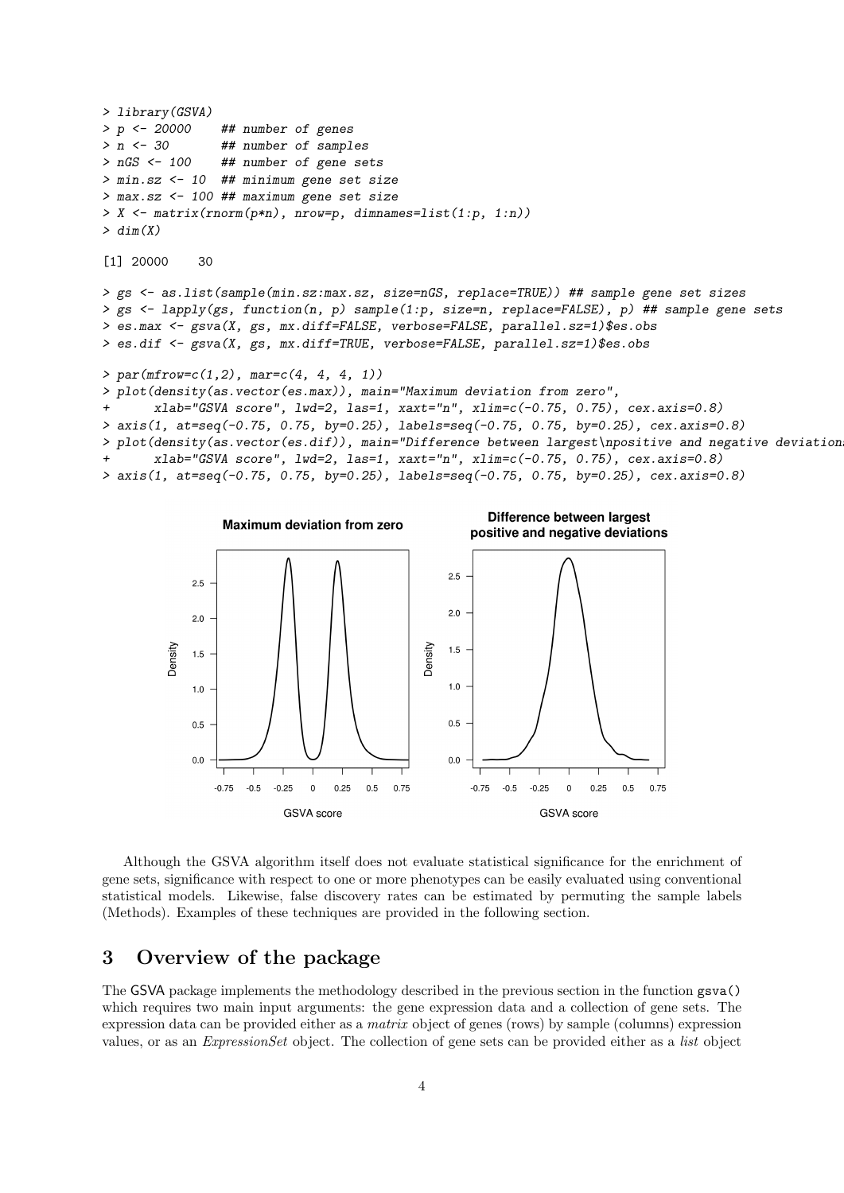```
> library(GSVA)
> p <- 20000    ## number of genes
> n <- 30       ## number of samples
> nGS <- 100    ## number of gene sets
> min.sz <- 10  ## minimum gene set size
> max.sz <- 100 ## maximum gene set size
> X <- matrix(rnorm(p*n), nrow=p, dimnames=list(1:p, 1:n))
> dim(X)

[1] 20000    30

> gs <- as.list(sample(min.sz:max.sz, size=nGS, replace=TRUE)) ## sample gene set sizes
> gs <- lapply(gs, function(n, p) sample(1:p, size=n, replace=FALSE), p) ## sample gene sets
> es.max <- gsva(X, gs, mx.diff=FALSE, verbose=FALSE, parallel.sz=1)$es.obs
> es.dif <- gsva(X, gs, mx.diff=TRUE, verbose=FALSE, parallel.sz=1)$es.obs

> par(mfrow=c(1,2), mar=c(4, 4, 4, 1))
> plot(density(as.vector(es.max)), main="Maximum deviation from zero",
+      xlab="GSVA score", lwd=2, las=1, xaxt="n", xlim=c(-0.75, 0.75), cex.axis=0.8)
> axis(1, at=seq(-0.75, 0.75, by=0.25), labels=seq(-0.75, 0.75, by=0.25), cex.axis=0.8)
> plot(density(as.vector(es.dif)), main="Difference between largest\npositive and negative deviation
+      xlab="GSVA score", lwd=2, las=1, xaxt="n", xlim=c(-0.75, 0.75), cex.axis=0.8)
> axis(1, at=seq(-0.75, 0.75, by=0.25), labels=seq(-0.75, 0.75, by=0.25), cex.axis=0.8)
```

Although the GSVA algorithm itself does not evaluate statistical significance for the enrichment of gene sets, significance with respect to one or more phenotypes can be easily evaluated using conventional statistical models. Likewise, false discovery rates can be estimated by permuting the sample labels (Methods). Examples of these techniques are provided in the following section.

# 3 Overview of the package

The GSVA package implements the methodology described in the previous section in the function `gsva()` which requires two main input arguments: the gene expression data and a collection of gene sets. The expression data can be provided either as a *matrix* object of genes (rows) by sample (columns) expression values, or as an *ExpressionSet* object. The collection of gene sets can be provided either as a *list* object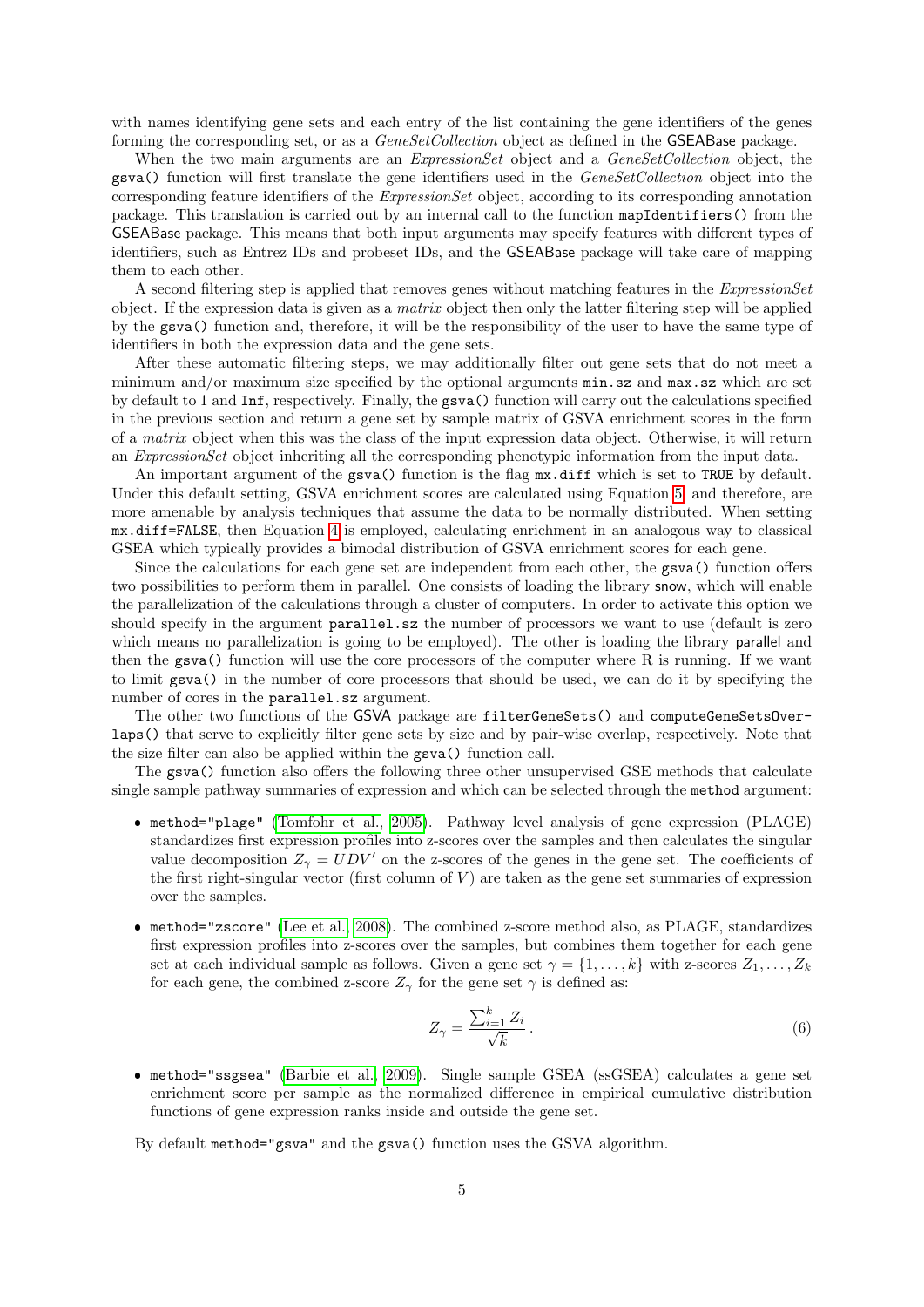with names identifying gene sets and each entry of the list containing the gene identifiers of the genes forming the corresponding set, or as a *GeneSetCollection* object as defined in the GSEABase package.

When the two main arguments are an *ExpressionSet* object and a *GeneSetCollection* object, the `gsva()` function will first translate the gene identifiers used in the *GeneSetCollection* object into the corresponding feature identifiers of the *ExpressionSet* object, according to its corresponding annotation package. This translation is carried out by an internal call to the function `mapIdentifiers()` from the GSEABase package. This means that both input arguments may specify features with different types of identifiers, such as Entrez IDs and probeset IDs, and the GSEABase package will take care of mapping them to each other.

A second filtering step is applied that removes genes without matching features in the *ExpressionSet* object. If the expression data is given as a *matrix* object then only the latter filtering step will be applied by the `gsva()` function and, therefore, it will be the responsibility of the user to have the same type of identifiers in both the expression data and the gene sets.

After these automatic filtering steps, we may additionally filter out gene sets that do not meet a minimum and/or maximum size specified by the optional arguments `min.sz` and `max.sz` which are set by default to 1 and `Inf`, respectively. Finally, the `gsva()` function will carry out the calculations specified in the previous section and return a gene set by sample matrix of GSVA enrichment scores in the form of a *matrix* object when this was the class of the input expression data object. Otherwise, it will return an *ExpressionSet* object inheriting all the corresponding phenotypic information from the input data.

An important argument of the `gsva()` function is the flag `mx.diff` which is set to `TRUE` by default. Under this default setting, GSVA enrichment scores are calculated using Equation 5, and therefore, are more amenable by analysis techniques that assume the data to be normally distributed. When setting `mx.diff=FALSE`, then Equation 4 is employed, calculating enrichment in an analogous way to classical GSEA which typically provides a bimodal distribution of GSVA enrichment scores for each gene.

Since the calculations for each gene set are independent from each other, the `gsva()` function offers two possibilities to perform them in parallel. One consists of loading the library snow, which will enable the parallelization of the calculations through a cluster of computers. In order to activate this option we should specify in the argument `parallel.sz` the number of processors we want to use (default is zero which means no parallelization is going to be employed). The other is loading the library parallel and then the `gsva()` function will use the core processors of the computer where R is running. If we want to limit `gsva()` in the number of core processors that should be used, we can do it by specifying the number of cores in the `parallel.sz` argument.

The other two functions of the GSVA package are `filterGeneSets()` and `computeGeneSetsOverlaps()` that serve to explicitly filter gene sets by size and by pair-wise overlap, respectively. Note that the size filter can also be applied within the `gsva()` function call.

The `gsva()` function also offers the following three other unsupervised GSE methods that calculate single sample pathway summaries of expression and which can be selected through the `method` argument:

- `method="plage"` (Tomfohr et al., 2005). Pathway level analysis of gene expression (PLAGE) standardizes first expression profiles into z-scores over the samples and then calculates the singular value decomposition $Z_\gamma = UDV'$ on the z-scores of the genes in the gene set. The coefficients of the first right-singular vector (first column of $V$) are taken as the gene set summaries of expression over the samples.

- `method="zscore"` (Lee et al., 2008). The combined z-score method also, as PLAGE, standardizes first expression profiles into z-scores over the samples, but combines them together for each gene set at each individual sample as follows. Given a gene set $\gamma = \{1, \ldots, k\}$ with z-scores $Z_1, \ldots, Z_k$ for each gene, the combined z-score $Z_\gamma$ for the gene set $\gamma$ is defined as:

$$Z_\gamma = \frac{\sum_{i=1}^{k} Z_i}{\sqrt{k}}. \tag{6}$$

- `method="ssgsea"` (Barbie et al., 2009). Single sample GSEA (ssGSEA) calculates a gene set enrichment score per sample as the normalized difference in empirical cumulative distribution functions of gene expression ranks inside and outside the gene set.

By default `method="gsva"` and the `gsva()` function uses the GSVA algorithm.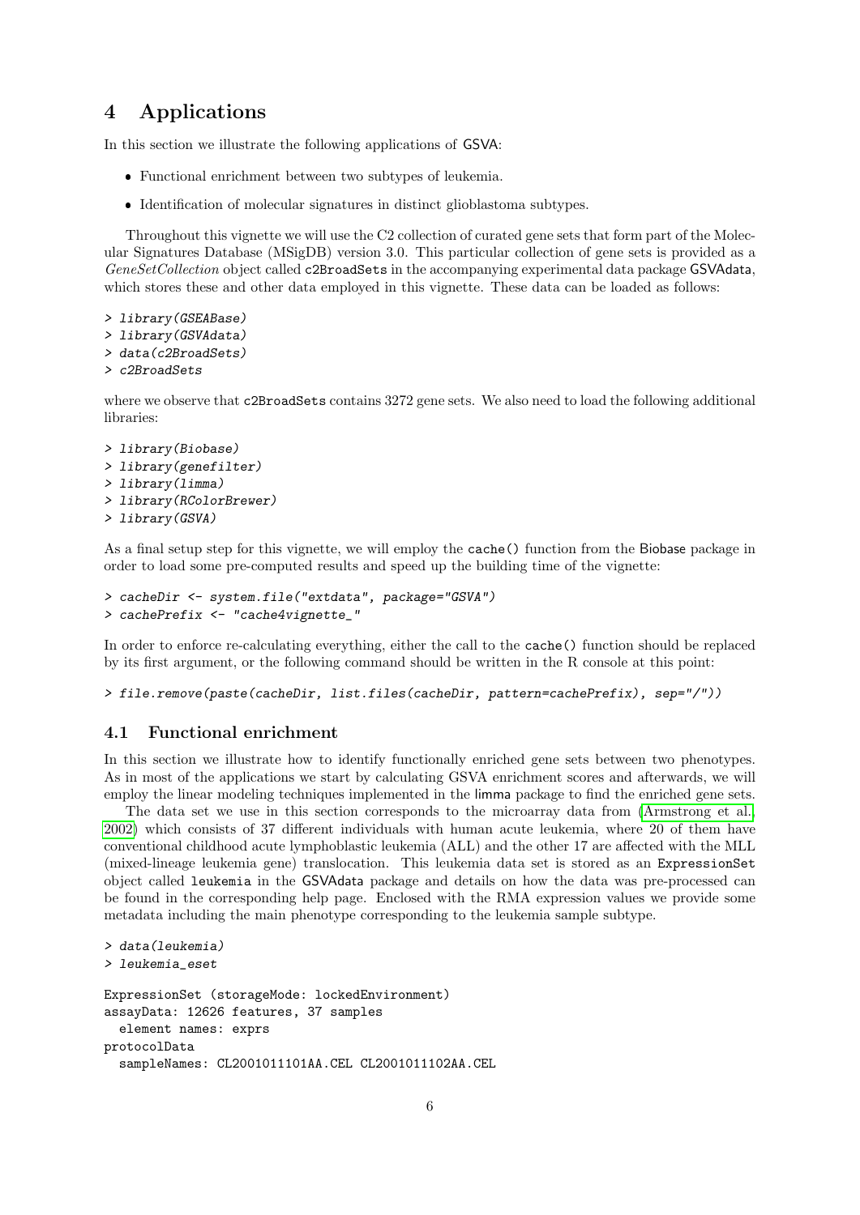## 4 Applications

In this section we illustrate the following applications of GSVA:

- Functional enrichment between two subtypes of leukemia.
- Identification of molecular signatures in distinct glioblastoma subtypes.

Throughout this vignette we will use the C2 collection of curated gene sets that form part of the Molecular Signatures Database (MSigDB) version 3.0. This particular collection of gene sets is provided as a *GeneSetCollection* object called `c2BroadSets` in the accompanying experimental data package GSVAdata, which stores these and other data employed in this vignette. These data can be loaded as follows:

```
> library(GSEABase)
> library(GSVAdata)
> data(c2BroadSets)
> c2BroadSets
```

where we observe that `c2BroadSets` contains 3272 gene sets. We also need to load the following additional libraries:

```
> library(Biobase)
> library(genefilter)
> library(limma)
> library(RColorBrewer)
> library(GSVA)
```

As a final setup step for this vignette, we will employ the `cache()` function from the Biobase package in order to load some pre-computed results and speed up the building time of the vignette:

```
> cacheDir <- system.file("extdata", package="GSVA")
> cachePrefix <- "cache4vignette_"
```

In order to enforce re-calculating everything, either the call to the `cache()` function should be replaced by its first argument, or the following command should be written in the R console at this point:

```
> file.remove(paste(cacheDir, list.files(cacheDir, pattern=cachePrefix), sep="/"))
```

### 4.1 Functional enrichment

In this section we illustrate how to identify functionally enriched gene sets between two phenotypes. As in most of the applications we start by calculating GSVA enrichment scores and afterwards, we will employ the linear modeling techniques implemented in the limma package to find the enriched gene sets.

The data set we use in this section corresponds to the microarray data from (Armstrong et al., 2002) which consists of 37 different individuals with human acute leukemia, where 20 of them have conventional childhood acute lymphoblastic leukemia (ALL) and the other 17 are affected with the MLL (mixed-lineage leukemia gene) translocation. This leukemia data set is stored as an `ExpressionSet` object called `leukemia` in the GSVAdata package and details on how the data was pre-processed can be found in the corresponding help page. Enclosed with the RMA expression values we provide some metadata including the main phenotype corresponding to the leukemia sample subtype.

```
> data(leukemia)
> leukemia_eset

ExpressionSet (storageMode: lockedEnvironment)
assayData: 12626 features, 37 samples
  element names: exprs
protocolData
  sampleNames: CL2001011101AA.CEL CL2001011102AA.CEL
```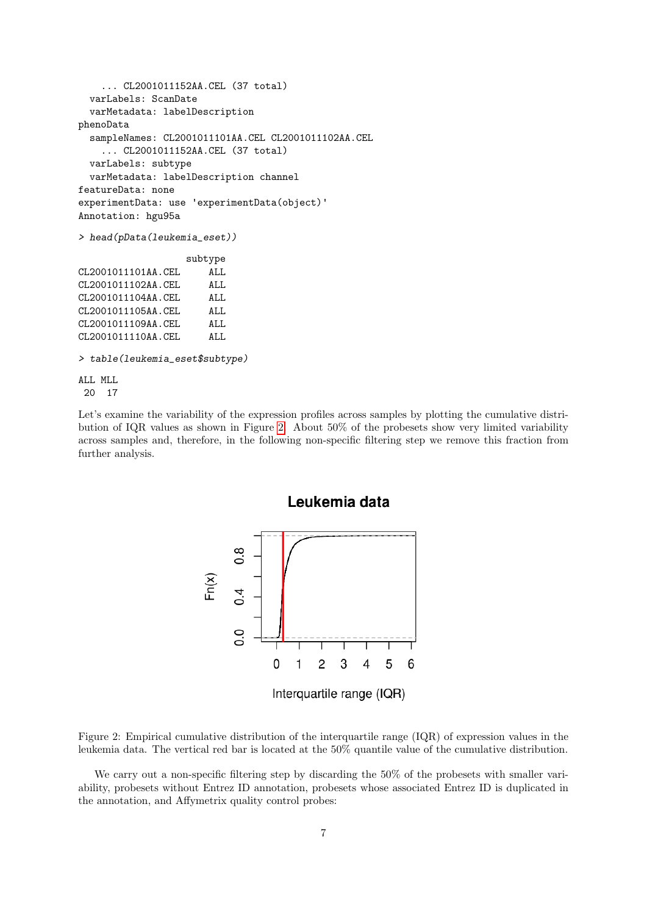```
    ... CL2001011152AA.CEL (37 total)
  varLabels: ScanDate
  varMetadata: labelDescription
phenoData
  sampleNames: CL2001011101AA.CEL CL2001011102AA.CEL
    ... CL2001011152AA.CEL (37 total)
  varLabels: subtype
  varMetadata: labelDescription channel
featureData: none
experimentData: use 'experimentData(object)'
Annotation: hgu95a
```

```
> head(pData(leukemia_eset))
```

```
                   subtype
CL2001011101AA.CEL     ALL
CL2001011102AA.CEL     ALL
CL2001011104AA.CEL     ALL
CL2001011105AA.CEL     ALL
CL2001011109AA.CEL     ALL
CL2001011110AA.CEL     ALL
```

```
> table(leukemia_eset$subtype)
```

```
ALL MLL
 20  17
```

Let's examine the variability of the expression profiles across samples by plotting the cumulative distribution of IQR values as shown in Figure 2. About 50% of the probesets show very limited variability across samples and, therefore, in the following non-specific filtering step we remove this fraction from further analysis.

Figure 2: Empirical cumulative distribution of the interquartile range (IQR) of expression values in the leukemia data. The vertical red bar is located at the 50% quantile value of the cumulative distribution.

We carry out a non-specific filtering step by discarding the 50% of the probesets with smaller variability, probesets without Entrez ID annotation, probesets whose associated Entrez ID is duplicated in the annotation, and Affymetrix quality control probes: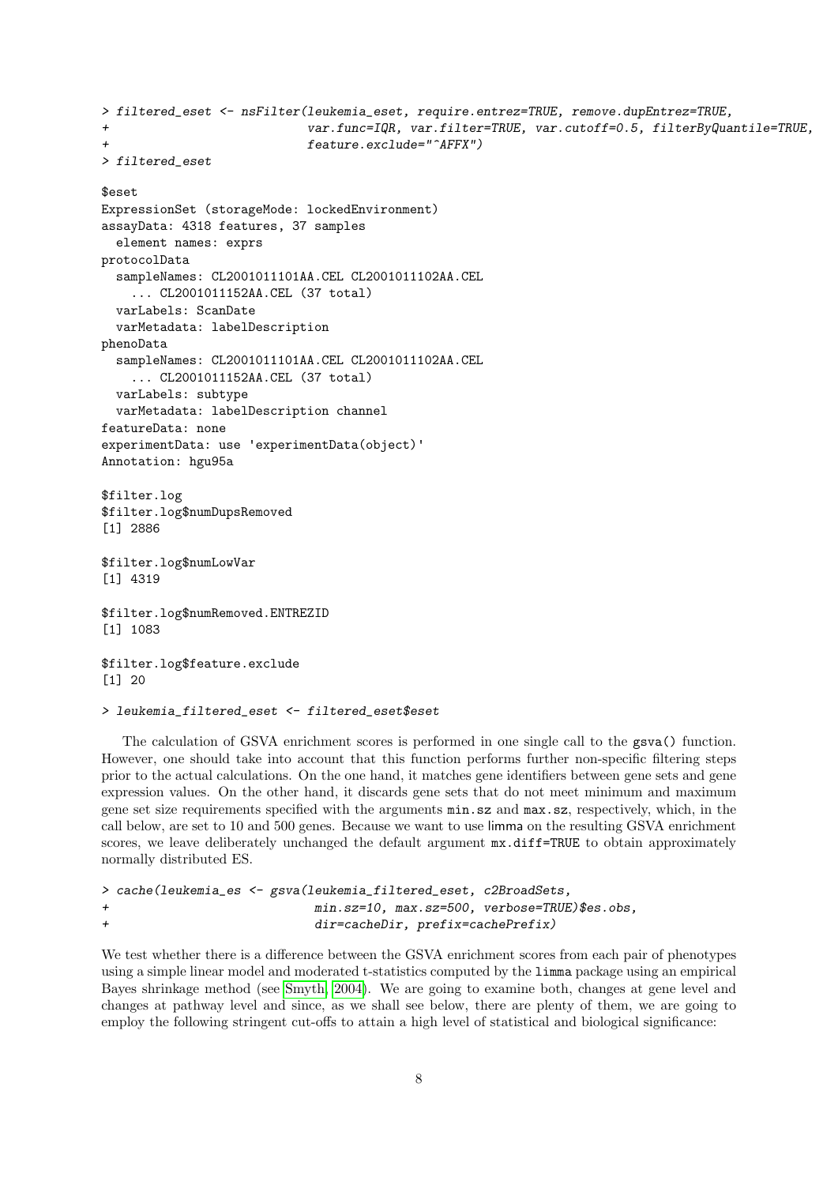```
> filtered_eset <- nsFilter(leukemia_eset, require.entrez=TRUE, remove.dupEntrez=TRUE,
+                           var.func=IQR, var.filter=TRUE, var.cutoff=0.5, filterByQuantile=TRUE,
+                           feature.exclude="^AFFX")
> filtered_eset

$eset
ExpressionSet (storageMode: lockedEnvironment)
assayData: 4318 features, 37 samples
  element names: exprs
protocolData
  sampleNames: CL2001011101AA.CEL CL2001011102AA.CEL
    ... CL2001011152AA.CEL (37 total)
  varLabels: ScanDate
  varMetadata: labelDescription
phenoData
  sampleNames: CL2001011101AA.CEL CL2001011102AA.CEL
    ... CL2001011152AA.CEL (37 total)
  varLabels: subtype
  varMetadata: labelDescription channel
featureData: none
experimentData: use 'experimentData(object)'
Annotation: hgu95a

$filter.log
$filter.log$numDupsRemoved
[1] 2886

$filter.log$numLowVar
[1] 4319

$filter.log$numRemoved.ENTREZID
[1] 1083

$filter.log$feature.exclude
[1] 20

> leukemia_filtered_eset <- filtered_eset$eset
```

The calculation of GSVA enrichment scores is performed in one single call to the `gsva()` function. However, one should take into account that this function performs further non-specific filtering steps prior to the actual calculations. On the one hand, it matches gene identifiers between gene sets and gene expression values. On the other hand, it discards gene sets that do not meet minimum and maximum gene set size requirements specified with the arguments `min.sz` and `max.sz`, respectively, which, in the call below, are set to 10 and 500 genes. Because we want to use limma on the resulting GSVA enrichment scores, we leave deliberately unchanged the default argument `mx.diff=TRUE` to obtain approximately normally distributed ES.

```
> cache(leukemia_es <- gsva(leukemia_filtered_eset, c2BroadSets,
+                           min.sz=10, max.sz=500, verbose=TRUE)$es.obs,
+                           dir=cacheDir, prefix=cachePrefix)
```

We test whether there is a difference between the GSVA enrichment scores from each pair of phenotypes using a simple linear model and moderated t-statistics computed by the `limma` package using an empirical Bayes shrinkage method (see Smyth, 2004). We are going to examine both, changes at gene level and changes at pathway level and since, as we shall see below, there are plenty of them, we are going to employ the following stringent cut-offs to attain a high level of statistical and biological significance: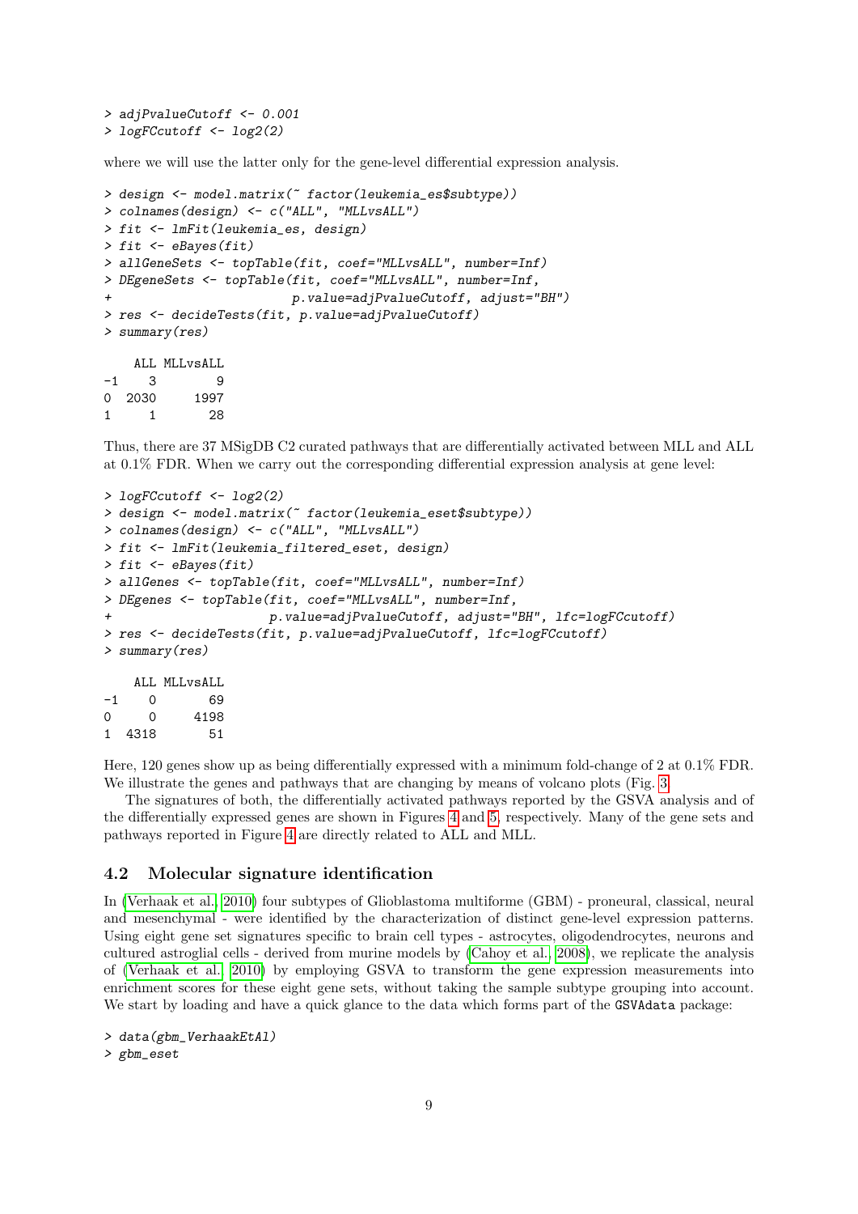```
> adjPvalueCutoff <- 0.001
> logFCcutoff <- log2(2)
```

where we will use the latter only for the gene-level differential expression analysis.

```
> design <- model.matrix(~ factor(leukemia_es$subtype))
> colnames(design) <- c("ALL", "MLLvsALL")
> fit <- lmFit(leukemia_es, design)
> fit <- eBayes(fit)
> allGeneSets <- topTable(fit, coef="MLLvsALL", number=Inf)
> DEgeneSets <- topTable(fit, coef="MLLvsALL", number=Inf,
+                         p.value=adjPvalueCutoff, adjust="BH")
> res <- decideTests(fit, p.value=adjPvalueCutoff)
> summary(res)

    ALL MLLvsALL
-1    3        9
0  2030     1997
1     1       28
```

Thus, there are 37 MSigDB C2 curated pathways that are differentially activated between MLL and ALL at 0.1% FDR. When we carry out the corresponding differential expression analysis at gene level:

```
> logFCcutoff <- log2(2)
> design <- model.matrix(~ factor(leukemia_eset$subtype))
> colnames(design) <- c("ALL", "MLLvsALL")
> fit <- lmFit(leukemia_filtered_eset, design)
> fit <- eBayes(fit)
> allGenes <- topTable(fit, coef="MLLvsALL", number=Inf)
> DEgenes <- topTable(fit, coef="MLLvsALL", number=Inf,
+                     p.value=adjPvalueCutoff, adjust="BH", lfc=logFCcutoff)
> res <- decideTests(fit, p.value=adjPvalueCutoff, lfc=logFCcutoff)
> summary(res)

    ALL MLLvsALL
-1    0       69
0     0     4198
1  4318       51
```

Here, 120 genes show up as being differentially expressed with a minimum fold-change of 2 at 0.1% FDR. We illustrate the genes and pathways that are changing by means of volcano plots (Fig. 3.

The signatures of both, the differentially activated pathways reported by the GSVA analysis and of the differentially expressed genes are shown in Figures 4 and 5, respectively. Many of the gene sets and pathways reported in Figure 4 are directly related to ALL and MLL.

## 4.2 Molecular signature identification

In (Verhaak et al., 2010) four subtypes of Glioblastoma multiforme (GBM) - proneural, classical, neural and mesenchymal - were identified by the characterization of distinct gene-level expression patterns. Using eight gene set signatures specific to brain cell types - astrocytes, oligodendrocytes, neurons and cultured astroglial cells - derived from murine models by (Cahoy et al., 2008), we replicate the analysis of (Verhaak et al., 2010) by employing GSVA to transform the gene expression measurements into enrichment scores for these eight gene sets, without taking the sample subtype grouping into account. We start by loading and have a quick glance to the data which forms part of the GSVAdata package:

```
> data(gbm_VerhaakEtAl)
> gbm_eset
```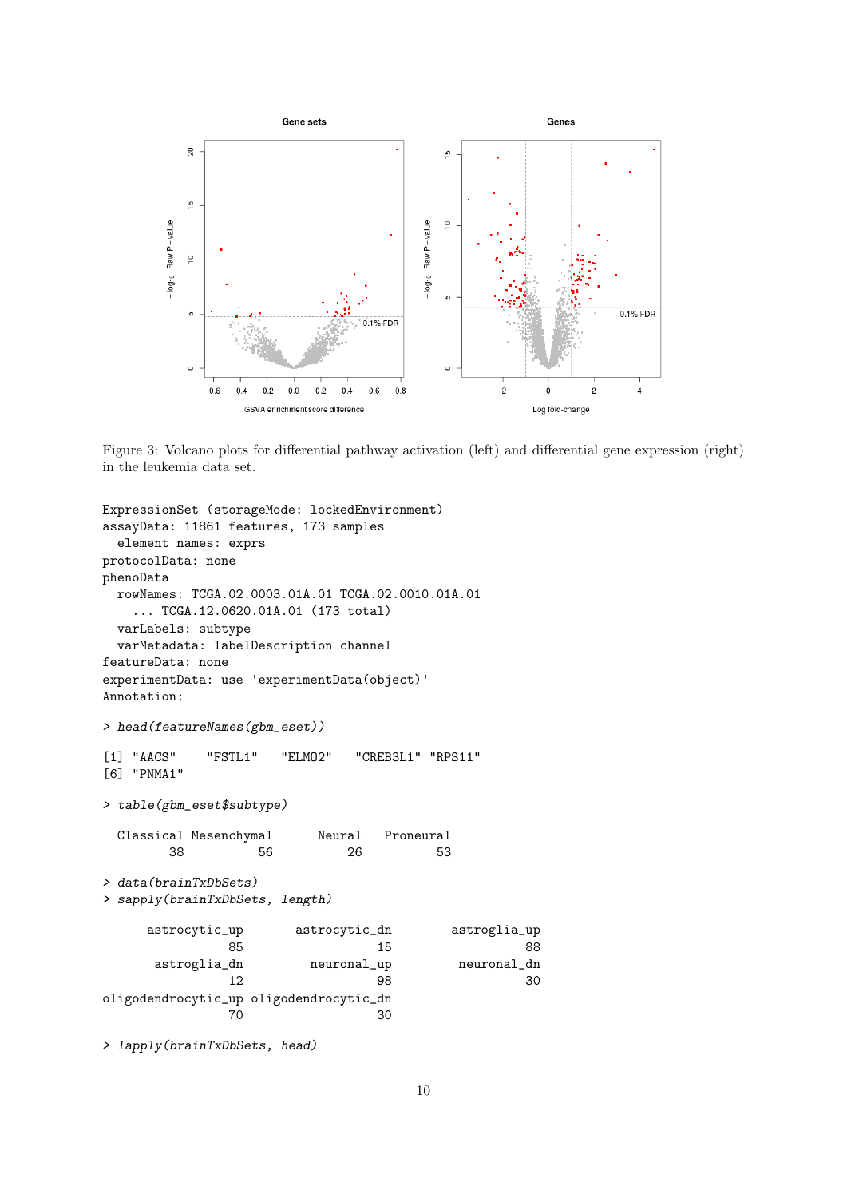Figure 3: Volcano plots for differential pathway activation (left) and differential gene expression (right) in the leukemia data set.

```
ExpressionSet (storageMode: lockedEnvironment)
assayData: 11861 features, 173 samples
  element names: exprs
protocolData: none
phenoData
  rowNames: TCGA.02.0003.01A.01 TCGA.02.0010.01A.01
    ... TCGA.12.0620.01A.01 (173 total)
  varLabels: subtype
  varMetadata: labelDescription channel
featureData: none
experimentData: use 'experimentData(object)'
Annotation:
```

```
> head(featureNames(gbm_eset))
```

```
[1] "AACS"    "FSTL1"   "ELMO2"   "CREB3L1" "RPS11"
[6] "PNMA1"
```

```
> table(gbm_eset$subtype)
```

```
  Classical Mesenchymal      Neural  Proneural
         38          56          26          53
```

```
> data(brainTxDbSets)
> sapply(brainTxDbSets, length)
```

```
      astrocytic_up       astrocytic_dn         astroglia_up
                 85                  15                   88
       astroglia_dn         neuronal_up          neuronal_dn
                 12                  98                   30
oligodendrocytic_up oligodendrocytic_dn
                 70                  30
```

```
> lapply(brainTxDbSets, head)
```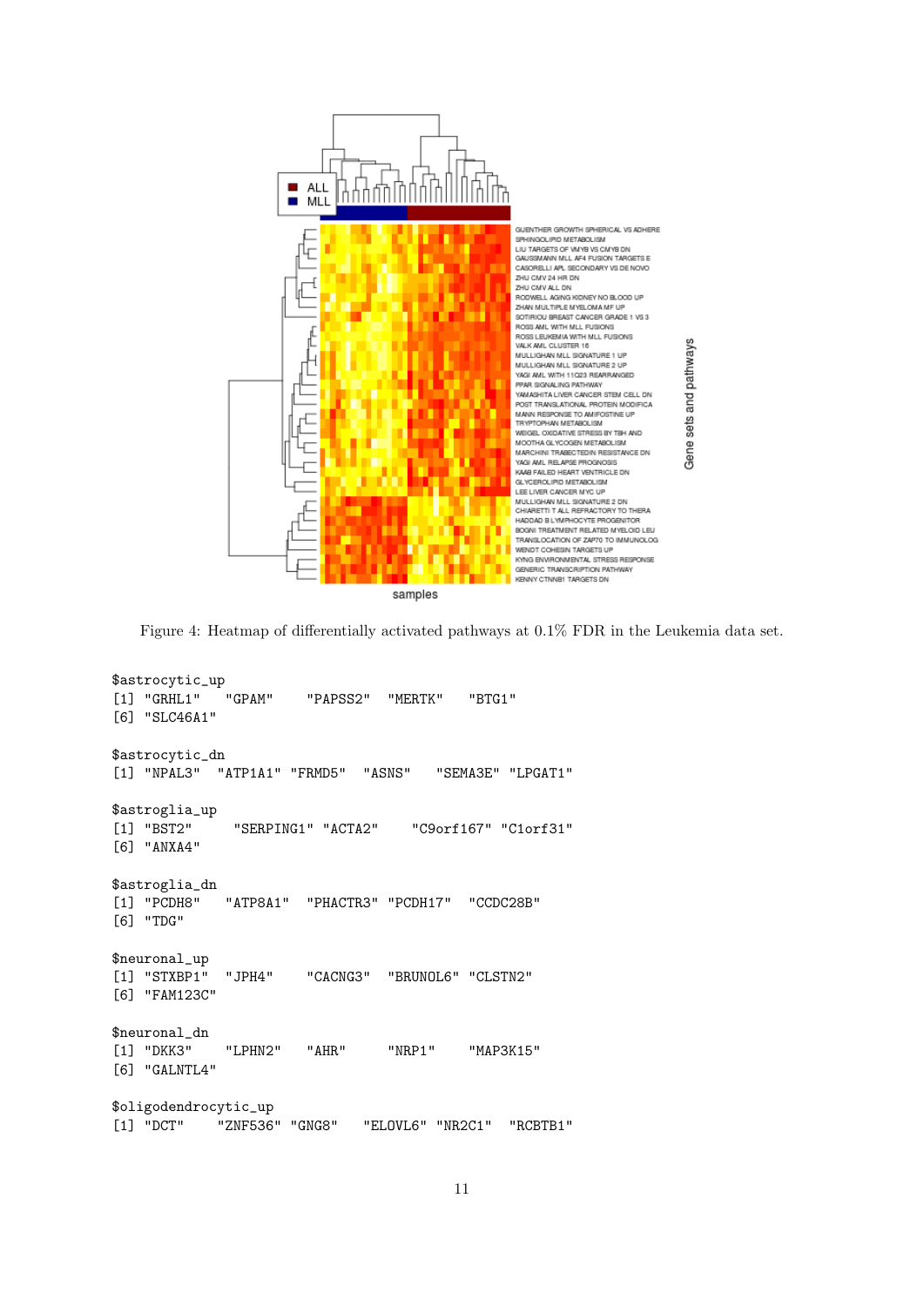Figure 4: Heatmap of differentially activated pathways at 0.1% FDR in the Leukemia data set.

```
$astrocytic_up
[1] "GRHL1"   "GPAM"    "PAPSS2"  "MERTK"   "BTG1"
[6] "SLC46A1"

$astrocytic_dn
[1] "NPAL3"  "ATP1A1" "FRMD5"  "ASNS"   "SEMA3E" "LPGAT1"

$astroglia_up
[1] "BST2"     "SERPING1" "ACTA2"    "C9orf167" "C1orf31"
[6] "ANXA4"

$astroglia_dn
[1] "PCDH8"   "ATP8A1"  "PHACTR3" "PCDH17"  "CCDC28B"
[6] "TDG"

$neuronal_up
[1] "STXBP1"  "JPH4"    "CACNG3"  "BRUNOL6" "CLSTN2"
[6] "FAM123C"

$neuronal_dn
[1] "DKK3"    "LPHN2"   "AHR"     "NRP1"    "MAP3K15"
[6] "GALNTL4"

$oligodendrocytic_up
[1] "DCT"    "ZNF536" "GNG8"   "ELOVL6" "NR2C1"  "RCBTB1"
```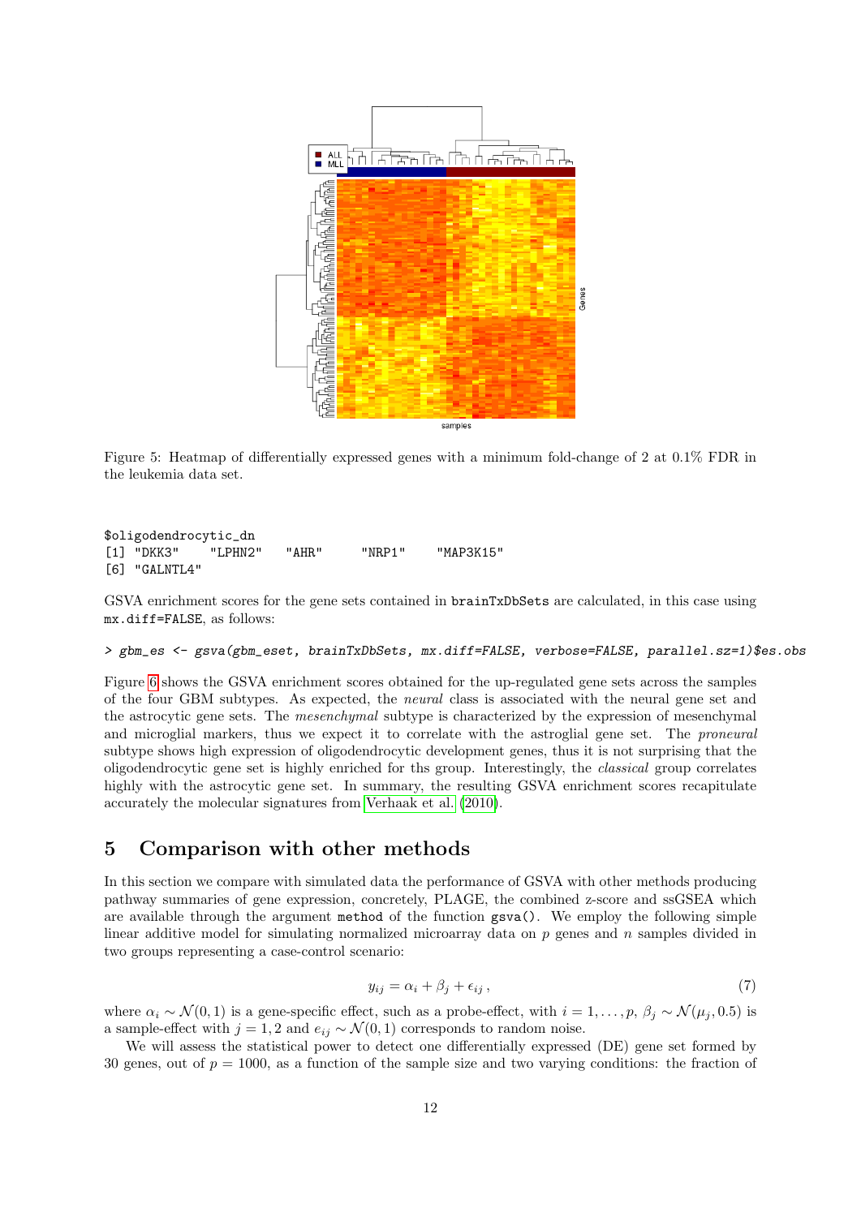Figure 5: Heatmap of differentially expressed genes with a minimum fold-change of 2 at 0.1% FDR in the leukemia data set.

```
$oligodendrocytic_dn
[1] "DKK3"    "LPHN2"   "AHR"     "NRP1"    "MAP3K15"
[6] "GALNTL4"
```

GSVA enrichment scores for the gene sets contained in brainTxDbSets are calculated, in this case using mx.diff=FALSE, as follows:

```
> gbm_es <- gsva(gbm_eset, brainTxDbSets, mx.diff=FALSE, verbose=FALSE, parallel.sz=1)$es.obs
```

Figure 6 shows the GSVA enrichment scores obtained for the up-regulated gene sets across the samples of the four GBM subtypes. As expected, the *neural* class is associated with the neural gene set and the astrocytic gene sets. The *mesenchymal* subtype is characterized by the expression of mesenchymal and microglial markers, thus we expect it to correlate with the astroglial gene set. The *proneural* subtype shows high expression of oligodendrocytic development genes, thus it is not surprising that the oligodendrocytic gene set is highly enriched for ths group. Interestingly, the *classical* group correlates highly with the astrocytic gene set. In summary, the resulting GSVA enrichment scores recapitulate accurately the molecular signatures from Verhaak et al. (2010).

# 5 Comparison with other methods

In this section we compare with simulated data the performance of GSVA with other methods producing pathway summaries of gene expression, concretely, PLAGE, the combined z-score and ssGSEA which are available through the argument method of the function gsva(). We employ the following simple linear additive model for simulating normalized microarray data on $p$ genes and $n$ samples divided in two groups representing a case-control scenario:

$$y_{ij} = \alpha_i + \beta_j + \epsilon_{ij} \,, \tag{7}$$

where $\alpha_i \sim \mathcal{N}(0, 1)$ is a gene-specific effect, such as a probe-effect, with $i = 1, \ldots, p$, $\beta_j \sim \mathcal{N}(\mu_j, 0.5)$ is a sample-effect with $j = 1, 2$ and $e_{ij} \sim \mathcal{N}(0, 1)$ corresponds to random noise.

We will assess the statistical power to detect one differentially expressed (DE) gene set formed by 30 genes, out of $p = 1000$, as a function of the sample size and two varying conditions: the fraction of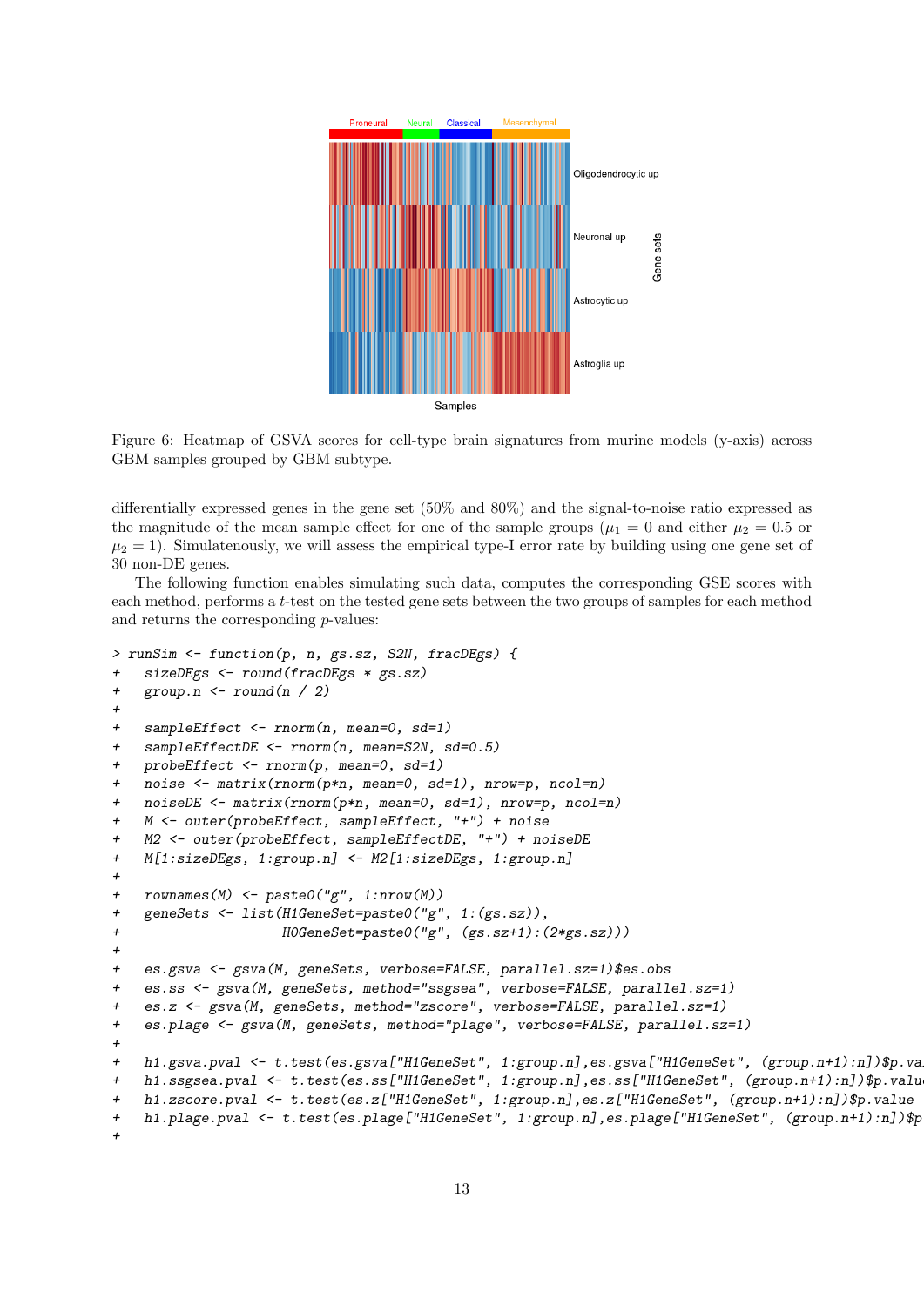Figure 6: Heatmap of GSVA scores for cell-type brain signatures from murine models (y-axis) across GBM samples grouped by GBM subtype.

differentially expressed genes in the gene set (50% and 80%) and the signal-to-noise ratio expressed as the magnitude of the mean sample effect for one of the sample groups ($\mu_1 = 0$ and either $\mu_2 = 0.5$ or $\mu_2 = 1$). Simulatenously, we will assess the empirical type-I error rate by building using one gene set of 30 non-DE genes.

The following function enables simulating such data, computes the corresponding GSE scores with each method, performs a $t$-test on the tested gene sets between the two groups of samples for each method and returns the corresponding $p$-values:

```
> runSim <- function(p, n, gs.sz, S2N, fracDEgs) {
+   sizeDEgs <- round(fracDEgs * gs.sz)
+   group.n <- round(n / 2)
+
+   sampleEffect <- rnorm(n, mean=0, sd=1)
+   sampleEffectDE <- rnorm(n, mean=S2N, sd=0.5)
+   probeEffect <- rnorm(p, mean=0, sd=1)
+   noise <- matrix(rnorm(p*n, mean=0, sd=1), nrow=p, ncol=n)
+   noiseDE <- matrix(rnorm(p*n, mean=0, sd=1), nrow=p, ncol=n)
+   M <- outer(probeEffect, sampleEffect, "+") + noise
+   M2 <- outer(probeEffect, sampleEffectDE, "+") + noiseDE
+   M[1:sizeDEgs, 1:group.n] <- M2[1:sizeDEgs, 1:group.n]
+
+   rownames(M) <- paste0("g", 1:nrow(M))
+   geneSets <- list(H1GeneSet=paste0("g", 1:(gs.sz)),
+                    H0GeneSet=paste0("g", (gs.sz+1):(2*gs.sz)))
+
+   es.gsva <- gsva(M, geneSets, verbose=FALSE, parallel.sz=1)$es.obs
+   es.ss <- gsva(M, geneSets, method="ssgsea", verbose=FALSE, parallel.sz=1)
+   es.z <- gsva(M, geneSets, method="zscore", verbose=FALSE, parallel.sz=1)
+   es.plage <- gsva(M, geneSets, method="plage", verbose=FALSE, parallel.sz=1)
+
+   h1.gsva.pval <- t.test(es.gsva["H1GeneSet", 1:group.n],es.gsva["H1GeneSet", (group.n+1):n])$p.va
+   h1.ssgsea.pval <- t.test(es.ss["H1GeneSet", 1:group.n],es.ss["H1GeneSet", (group.n+1):n])$p.valu
+   h1.zscore.pval <- t.test(es.z["H1GeneSet", 1:group.n],es.z["H1GeneSet", (group.n+1):n])$p.value
+   h1.plage.pval <- t.test(es.plage["H1GeneSet", 1:group.n],es.plage["H1GeneSet", (group.n+1):n])$p
+
```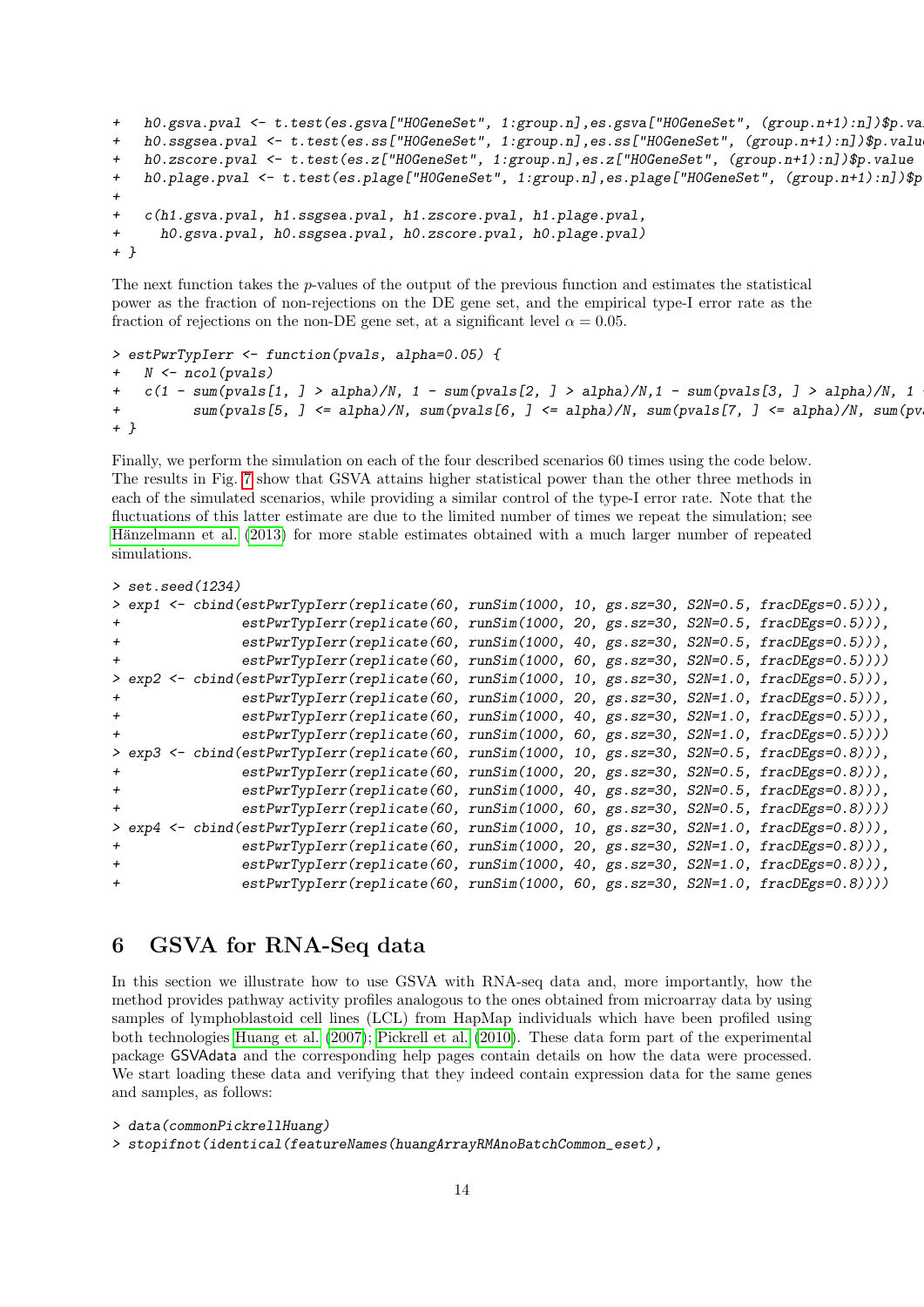```
+   h0.gsva.pval <- t.test(es.gsva["H0GeneSet", 1:group.n],es.gsva["H0GeneSet", (group.n+1):n])$p.va
+   h0.ssgsea.pval <- t.test(es.ss["H0GeneSet", 1:group.n],es.ss["H0GeneSet", (group.n+1):n])$p.valu
+   h0.zscore.pval <- t.test(es.z["H0GeneSet", 1:group.n],es.z["H0GeneSet", (group.n+1):n])$p.value
+   h0.plage.pval <- t.test(es.plage["H0GeneSet", 1:group.n],es.plage["H0GeneSet", (group.n+1):n])$p
+
+   c(h1.gsva.pval, h1.ssgsea.pval, h1.zscore.pval, h1.plage.pval,
+     h0.gsva.pval, h0.ssgsea.pval, h0.zscore.pval, h0.plage.pval)
+ }
```

The next function takes the $p$-values of the output of the previous function and estimates the statistical power as the fraction of non-rejections on the DE gene set, and the empirical type-I error rate as the fraction of rejections on the non-DE gene set, at a significant level $\alpha = 0.05$.

```
> estPwrTypIerr <- function(pvals, alpha=0.05) {
+   N <- ncol(pvals)
+   c(1 - sum(pvals[1, ] > alpha)/N, 1 - sum(pvals[2, ] > alpha)/N,1 - sum(pvals[3, ] > alpha)/N, 1 
+         sum(pvals[5, ] <= alpha)/N, sum(pvals[6, ] <= alpha)/N, sum(pvals[7, ] <= alpha)/N, sum(pv
+ }
```

Finally, we perform the simulation on each of the four described scenarios 60 times using the code below. The results in Fig. 7 show that GSVA attains higher statistical power than the other three methods in each of the simulated scenarios, while providing a similar control of the type-I error rate. Note that the fluctuations of this latter estimate are due to the limited number of times we repeat the simulation; see Hänzelmann et al. (2013) for more stable estimates obtained with a much larger number of repeated simulations.

```
> set.seed(1234)
> exp1 <- cbind(estPwrTypIerr(replicate(60, runSim(1000, 10, gs.sz=30, S2N=0.5, fracDEgs=0.5))),
+               estPwrTypIerr(replicate(60, runSim(1000, 20, gs.sz=30, S2N=0.5, fracDEgs=0.5))),
+               estPwrTypIerr(replicate(60, runSim(1000, 40, gs.sz=30, S2N=0.5, fracDEgs=0.5))),
+               estPwrTypIerr(replicate(60, runSim(1000, 60, gs.sz=30, S2N=0.5, fracDEgs=0.5))))
> exp2 <- cbind(estPwrTypIerr(replicate(60, runSim(1000, 10, gs.sz=30, S2N=1.0, fracDEgs=0.5))),
+               estPwrTypIerr(replicate(60, runSim(1000, 20, gs.sz=30, S2N=1.0, fracDEgs=0.5))),
+               estPwrTypIerr(replicate(60, runSim(1000, 40, gs.sz=30, S2N=1.0, fracDEgs=0.5))),
+               estPwrTypIerr(replicate(60, runSim(1000, 60, gs.sz=30, S2N=1.0, fracDEgs=0.5))))
> exp3 <- cbind(estPwrTypIerr(replicate(60, runSim(1000, 10, gs.sz=30, S2N=0.5, fracDEgs=0.8))),
+               estPwrTypIerr(replicate(60, runSim(1000, 20, gs.sz=30, S2N=0.5, fracDEgs=0.8))),
+               estPwrTypIerr(replicate(60, runSim(1000, 40, gs.sz=30, S2N=0.5, fracDEgs=0.8))),
+               estPwrTypIerr(replicate(60, runSim(1000, 60, gs.sz=30, S2N=0.5, fracDEgs=0.8))))
> exp4 <- cbind(estPwrTypIerr(replicate(60, runSim(1000, 10, gs.sz=30, S2N=1.0, fracDEgs=0.8))),
+               estPwrTypIerr(replicate(60, runSim(1000, 20, gs.sz=30, S2N=1.0, fracDEgs=0.8))),
+               estPwrTypIerr(replicate(60, runSim(1000, 40, gs.sz=30, S2N=1.0, fracDEgs=0.8))),
+               estPwrTypIerr(replicate(60, runSim(1000, 60, gs.sz=30, S2N=1.0, fracDEgs=0.8))))
```

## 6 GSVA for RNA-Seq data

In this section we illustrate how to use GSVA with RNA-seq data and, more importantly, how the method provides pathway activity profiles analogous to the ones obtained from microarray data by using samples of lymphoblastoid cell lines (LCL) from HapMap individuals which have been profiled using both technologies Huang et al. (2007); Pickrell et al. (2010). These data form part of the experimental package GSVAdata and the corresponding help pages contain details on how the data were processed. We start loading these data and verifying that they indeed contain expression data for the same genes and samples, as follows:

```
> data(commonPickrellHuang)
> stopifnot(identical(featureNames(huangArrayRMAnoBatchCommon_eset),
```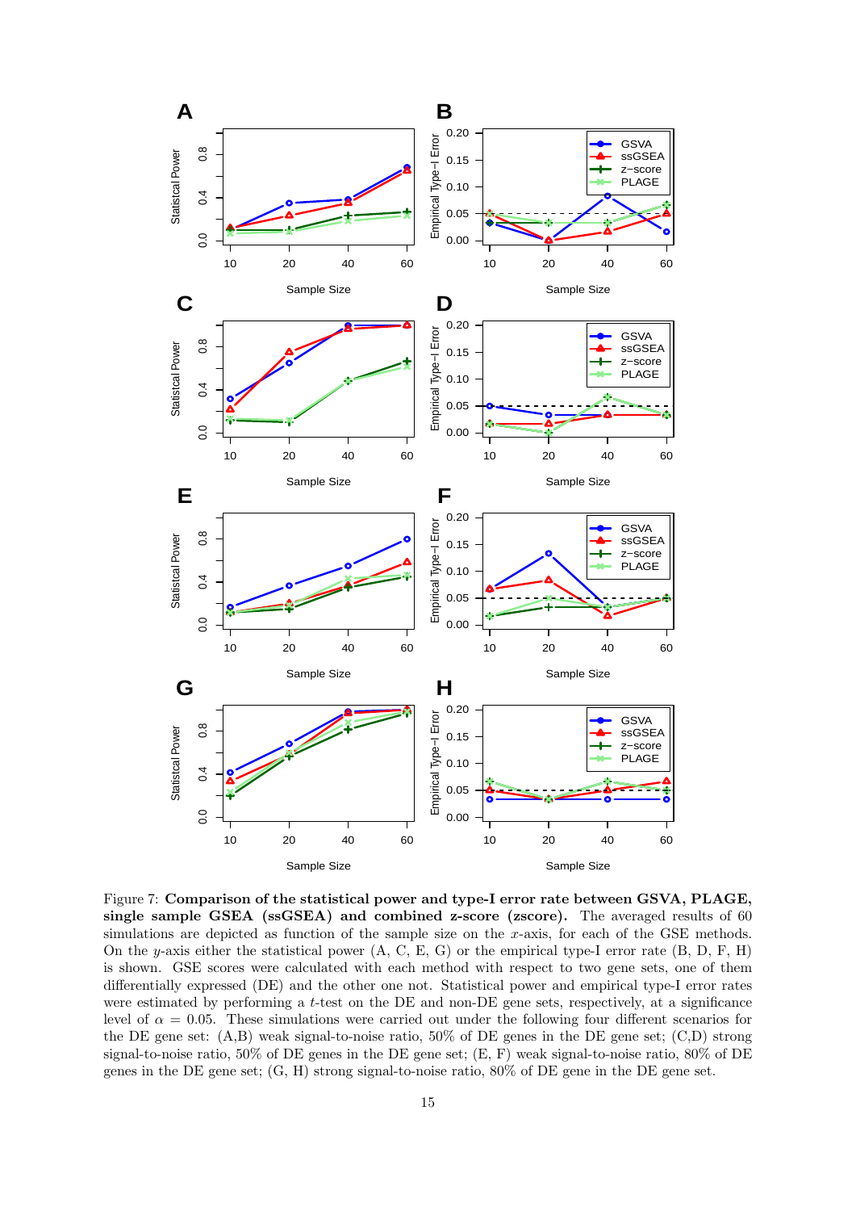Figure 7: **Comparison of the statistical power and type-I error rate between GSVA, PLAGE, single sample GSEA (ssGSEA) and combined z-score (zscore).** The averaged results of 60 simulations are depicted as function of the sample size on the $x$-axis, for each of the GSE methods. On the $y$-axis either the statistical power (A, C, E, G) or the empirical type-I error rate (B, D, F, H) is shown. GSE scores were calculated with each method with respect to two gene sets, one of them differentially expressed (DE) and the other one not. Statistical power and empirical type-I error rates were estimated by performing a $t$-test on the DE and non-DE gene sets, respectively, at a significance level of $\alpha = 0.05$. These simulations were carried out under the following four different scenarios for the DE gene set: (A,B) weak signal-to-noise ratio, 50% of DE genes in the DE gene set; (C,D) strong signal-to-noise ratio, 50% of DE genes in the DE gene set; (E, F) weak signal-to-noise ratio, 80% of DE genes in the DE gene set; (G, H) strong signal-to-noise ratio, 80% of DE gene in the DE gene set.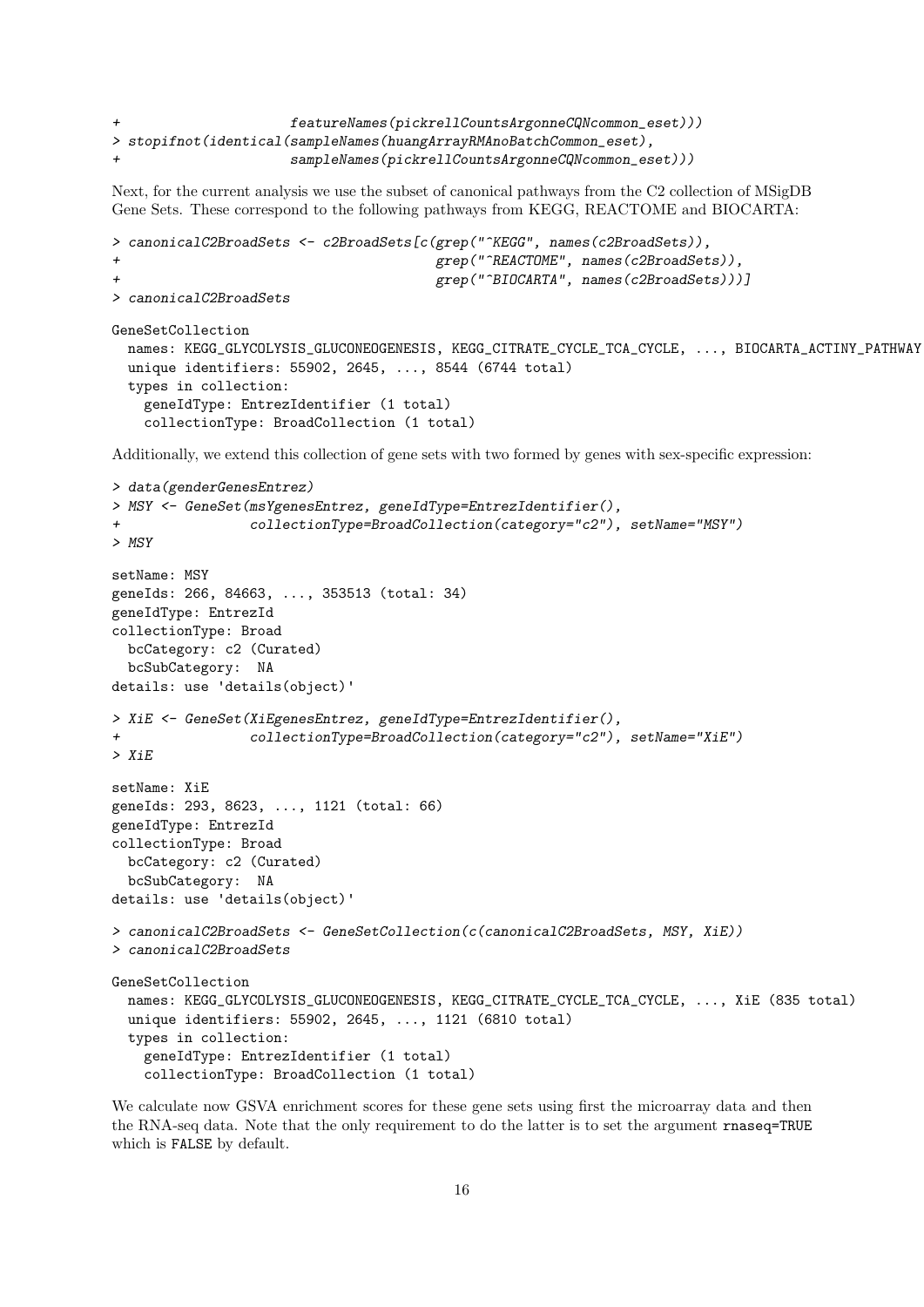```
+                     featureNames(pickrellCountsArgonneCQNcommon_eset)))
> stopifnot(identical(sampleNames(huangArrayRMAnoBatchCommon_eset),
+                     sampleNames(pickrellCountsArgonneCQNcommon_eset)))
```

Next, for the current analysis we use the subset of canonical pathways from the C2 collection of MSigDB Gene Sets. These correspond to the following pathways from KEGG, REACTOME and BIOCARTA:

```
> canonicalC2BroadSets <- c2BroadSets[c(grep("^KEGG", names(c2BroadSets)),
+                                       grep("^REACTOME", names(c2BroadSets)),
+                                       grep("^BIOCARTA", names(c2BroadSets)))]
> canonicalC2BroadSets

GeneSetCollection
  names: KEGG_GLYCOLYSIS_GLUCONEOGENESIS, KEGG_CITRATE_CYCLE_TCA_CYCLE, ..., BIOCARTA_ACTINY_PATHWAY
  unique identifiers: 55902, 2645, ..., 8544 (6744 total)
  types in collection:
    geneIdType: EntrezIdentifier (1 total)
    collectionType: BroadCollection (1 total)
```

Additionally, we extend this collection of gene sets with two formed by genes with sex-specific expression:

```
> data(genderGenesEntrez)
> MSY <- GeneSet(msYgenesEntrez, geneIdType=EntrezIdentifier(),
+                collectionType=BroadCollection(category="c2"), setName="MSY")
> MSY

setName: MSY
geneIds: 266, 84663, ..., 353513 (total: 34)
geneIdType: EntrezId
collectionType: Broad
  bcCategory: c2 (Curated)
  bcSubCategory:  NA
details: use 'details(object)'

> XiE <- GeneSet(XiEgenesEntrez, geneIdType=EntrezIdentifier(),
+                collectionType=BroadCollection(category="c2"), setName="XiE")
> XiE

setName: XiE
geneIds: 293, 8623, ..., 1121 (total: 66)
geneIdType: EntrezId
collectionType: Broad
  bcCategory: c2 (Curated)
  bcSubCategory:  NA
details: use 'details(object)'

> canonicalC2BroadSets <- GeneSetCollection(c(canonicalC2BroadSets, MSY, XiE))
> canonicalC2BroadSets

GeneSetCollection
  names: KEGG_GLYCOLYSIS_GLUCONEOGENESIS, KEGG_CITRATE_CYCLE_TCA_CYCLE, ..., XiE (835 total)
  unique identifiers: 55902, 2645, ..., 1121 (6810 total)
  types in collection:
    geneIdType: EntrezIdentifier (1 total)
    collectionType: BroadCollection (1 total)
```

We calculate now GSVA enrichment scores for these gene sets using first the microarray data and then the RNA-seq data. Note that the only requirement to do the latter is to set the argument `rnaseq=TRUE` which is `FALSE` by default.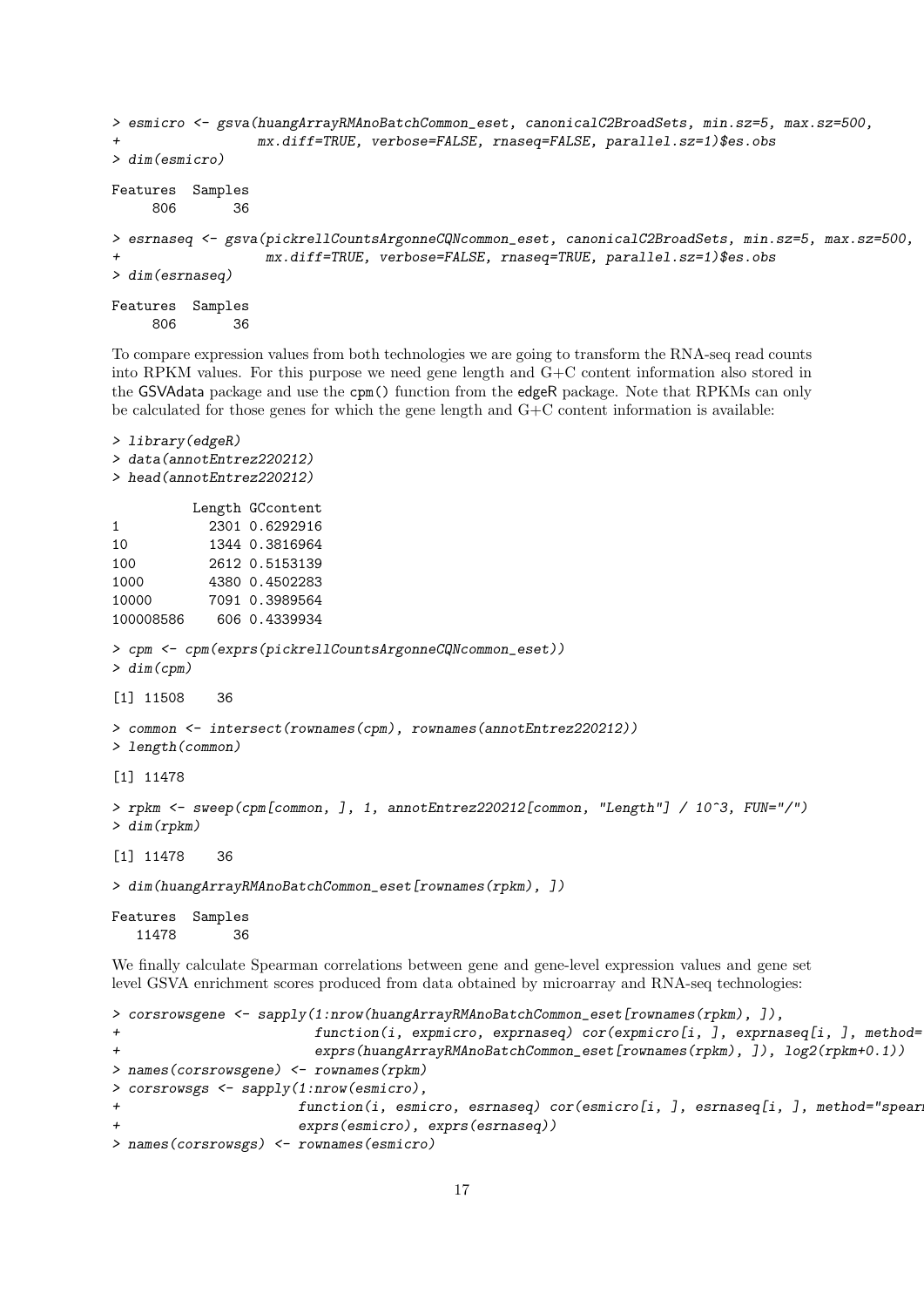```
> esmicro <- gsva(huangArrayRMAnoBatchCommon_eset, canonicalC2BroadSets, min.sz=5, max.sz=500,
+                 mx.diff=TRUE, verbose=FALSE, rnaseq=FALSE, parallel.sz=1)$es.obs
> dim(esmicro)

Features  Samples
     806       36

> esrnaseq <- gsva(pickrellCountsArgonneCQNcommon_eset, canonicalC2BroadSets, min.sz=5, max.sz=500,
+                  mx.diff=TRUE, verbose=FALSE, rnaseq=TRUE, parallel.sz=1)$es.obs
> dim(esrnaseq)

Features  Samples
     806       36
```

To compare expression values from both technologies we are going to transform the RNA-seq read counts into RPKM values. For this purpose we need gene length and G+C content information also stored in the GSVAdata package and use the `cpm()` function from the edgeR package. Note that RPKMs can only be calculated for those genes for which the gene length and G+C content information is available:

```
> library(edgeR)
> data(annotEntrez220212)
> head(annotEntrez220212)

          Length GCcontent
1           2301 0.6292916
10          1344 0.3816964
100         2612 0.5153139
1000        4380 0.4502283
10000       7091 0.3989564
100008586    606 0.4339934

> cpm <- cpm(exprs(pickrellCountsArgonneCQNcommon_eset))
> dim(cpm)

[1] 11508    36

> common <- intersect(rownames(cpm), rownames(annotEntrez220212))
> length(common)

[1] 11478

> rpkm <- sweep(cpm[common, ], 1, annotEntrez220212[common, "Length"] / 10^3, FUN="/")
> dim(rpkm)

[1] 11478    36

> dim(huangArrayRMAnoBatchCommon_eset[rownames(rpkm), ])

Features  Samples
   11478       36
```

We finally calculate Spearman correlations between gene and gene-level expression values and gene set level GSVA enrichment scores produced from data obtained by microarray and RNA-seq technologies:

```
> corsrowsgene <- sapply(1:nrow(huangArrayRMAnoBatchCommon_eset[rownames(rpkm), ]),
+                        function(i, expmicro, exprnaseq) cor(expmicro[i, ], exprnaseq[i, ], method=
+                        exprs(huangArrayRMAnoBatchCommon_eset[rownames(rpkm), ]), log2(rpkm+0.1))
> names(corsrowsgene) <- rownames(rpkm)
> corsrowsgs <- sapply(1:nrow(esmicro),
+                      function(i, esmicro, esrnaseq) cor(esmicro[i, ], esrnaseq[i, ], method="spear
+                      exprs(esmicro), exprs(esrnaseq))
> names(corsrowsgs) <- rownames(esmicro)
```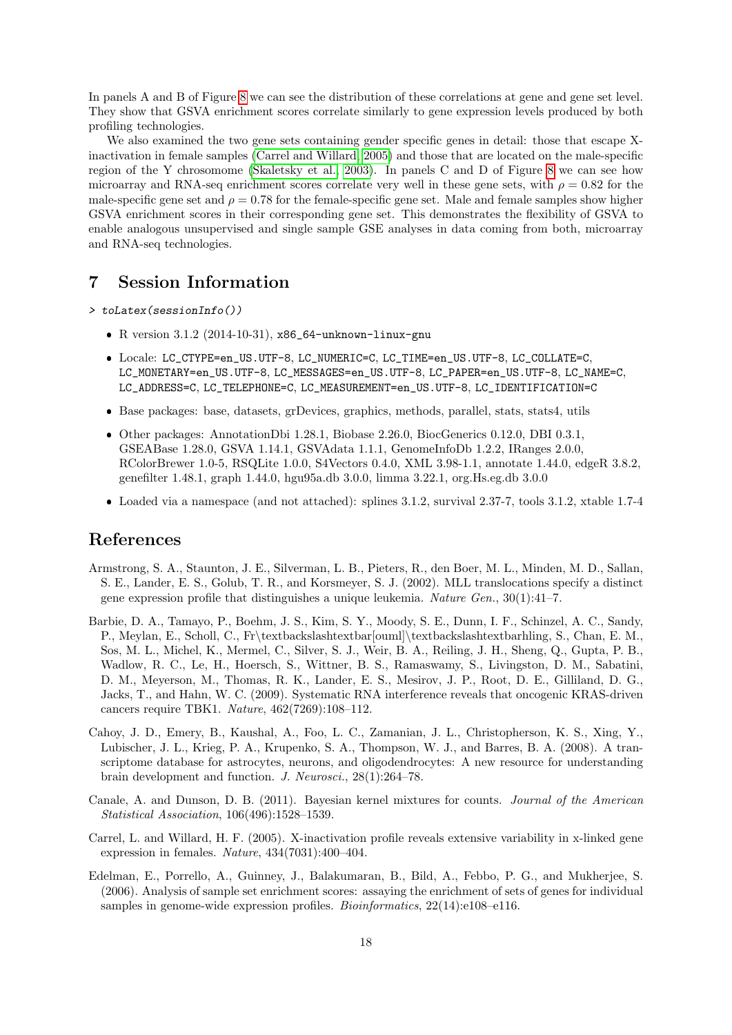In panels A and B of Figure 8 we can see the distribution of these correlations at gene and gene set level. They show that GSVA enrichment scores correlate similarly to gene expression levels produced by both profiling technologies.

We also examined the two gene sets containing gender specific genes in detail: those that escape X-inactivation in female samples (Carrel and Willard, 2005) and those that are located on the male-specific region of the Y chrosomome (Skaletsky et al., 2003). In panels C and D of Figure 8 we can see how microarray and RNA-seq enrichment scores correlate very well in these gene sets, with $\rho = 0.82$ for the male-specific gene set and $\rho = 0.78$ for the female-specific gene set. Male and female samples show higher GSVA enrichment scores in their corresponding gene set. This demonstrates the flexibility of GSVA to enable analogous unsupervised and single sample GSE analyses in data coming from both, microarray and RNA-seq technologies.

# 7 Session Information

```
> toLatex(sessionInfo())
```

- R version 3.1.2 (2014-10-31), `x86_64-unknown-linux-gnu`
- Locale: `LC_CTYPE=en_US.UTF-8`, `LC_NUMERIC=C`, `LC_TIME=en_US.UTF-8`, `LC_COLLATE=C`, `LC_MONETARY=en_US.UTF-8`, `LC_MESSAGES=en_US.UTF-8`, `LC_PAPER=en_US.UTF-8`, `LC_NAME=C`, `LC_ADDRESS=C`, `LC_TELEPHONE=C`, `LC_MEASUREMENT=en_US.UTF-8`, `LC_IDENTIFICATION=C`
- Base packages: base, datasets, grDevices, graphics, methods, parallel, stats, stats4, utils
- Other packages: AnnotationDbi 1.28.1, Biobase 2.26.0, BiocGenerics 0.12.0, DBI 0.3.1, GSEABase 1.28.0, GSVA 1.14.1, GSVAdata 1.1.1, GenomeInfoDb 1.2.2, IRanges 2.0.0, RColorBrewer 1.0-5, RSQLite 1.0.0, S4Vectors 0.4.0, XML 3.98-1.1, annotate 1.44.0, edgeR 3.8.2, genefilter 1.48.1, graph 1.44.0, hgu95a.db 3.0.0, limma 3.22.1, org.Hs.eg.db 3.0.0
- Loaded via a namespace (and not attached): splines 3.1.2, survival 2.37-7, tools 3.1.2, xtable 1.7-4

# References

Armstrong, S. A., Staunton, J. E., Silverman, L. B., Pieters, R., den Boer, M. L., Minden, M. D., Sallan, S. E., Lander, E. S., Golub, T. R., and Korsmeyer, S. J. (2002). MLL translocations specify a distinct gene expression profile that distinguishes a unique leukemia. *Nature Gen.*, 30(1):41–7.

Barbie, D. A., Tamayo, P., Boehm, J. S., Kim, S. Y., Moody, S. E., Dunn, I. F., Schinzel, A. C., Sandy, P., Meylan, E., Scholl, C., Fr\textbackslashtextbar[ouml]\textbackslashtextbarhling, S., Chan, E. M., Sos, M. L., Michel, K., Mermel, C., Silver, S. J., Weir, B. A., Reiling, J. H., Sheng, Q., Gupta, P. B., Wadlow, R. C., Le, H., Hoersch, S., Wittner, B. S., Ramaswamy, S., Livingston, D. M., Sabatini, D. M., Meyerson, M., Thomas, R. K., Lander, E. S., Mesirov, J. P., Root, D. E., Gilliland, D. G., Jacks, T., and Hahn, W. C. (2009). Systematic RNA interference reveals that oncogenic KRAS-driven cancers require TBK1. *Nature*, 462(7269):108–112.

Cahoy, J. D., Emery, B., Kaushal, A., Foo, L. C., Zamanian, J. L., Christopherson, K. S., Xing, Y., Lubischer, J. L., Krieg, P. A., Krupenko, S. A., Thompson, W. J., and Barres, B. A. (2008). A transcriptome database for astrocytes, neurons, and oligodendrocytes: A new resource for understanding brain development and function. *J. Neurosci.*, 28(1):264–78.

Canale, A. and Dunson, D. B. (2011). Bayesian kernel mixtures for counts. *Journal of the American Statistical Association*, 106(496):1528–1539.

Carrel, L. and Willard, H. F. (2005). X-inactivation profile reveals extensive variability in x-linked gene expression in females. *Nature*, 434(7031):400–404.

Edelman, E., Porrello, A., Guinney, J., Balakumaran, B., Bild, A., Febbo, P. G., and Mukherjee, S. (2006). Analysis of sample set enrichment scores: assaying the enrichment of sets of genes for individual samples in genome-wide expression profiles. *Bioinformatics*, 22(14):e108–e116.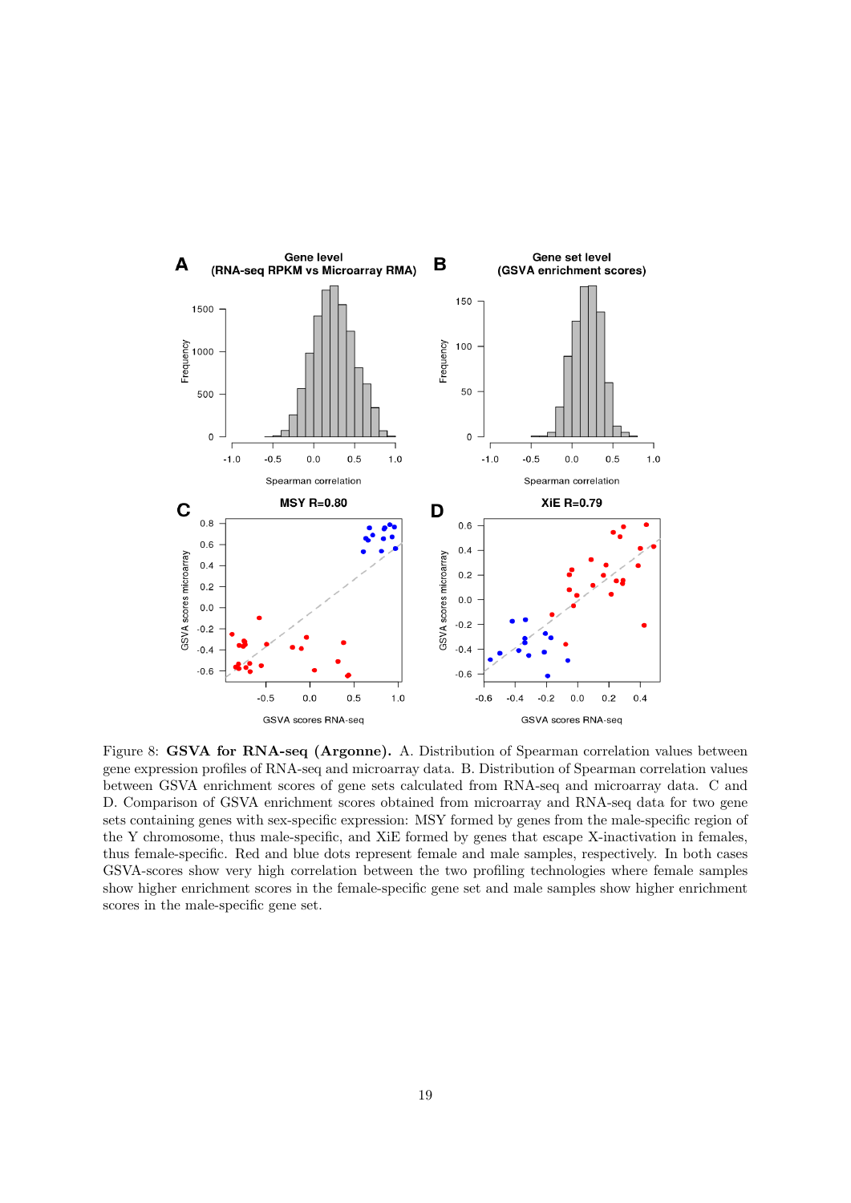Figure 8: **GSVA for RNA-seq (Argonne).** A. Distribution of Spearman correlation values between gene expression profiles of RNA-seq and microarray data. B. Distribution of Spearman correlation values between GSVA enrichment scores of gene sets calculated from RNA-seq and microarray data. C and D. Comparison of GSVA enrichment scores obtained from microarray and RNA-seq data for two gene sets containing genes with sex-specific expression: MSY formed by genes from the male-specific region of the Y chromosome, thus male-specific, and XiE formed by genes that escape X-inactivation in females, thus female-specific. Red and blue dots represent female and male samples, respectively. In both cases GSVA-scores show very high correlation between the two profiling technologies where female samples show higher enrichment scores in the female-specific gene set and male samples show higher enrichment scores in the male-specific gene set.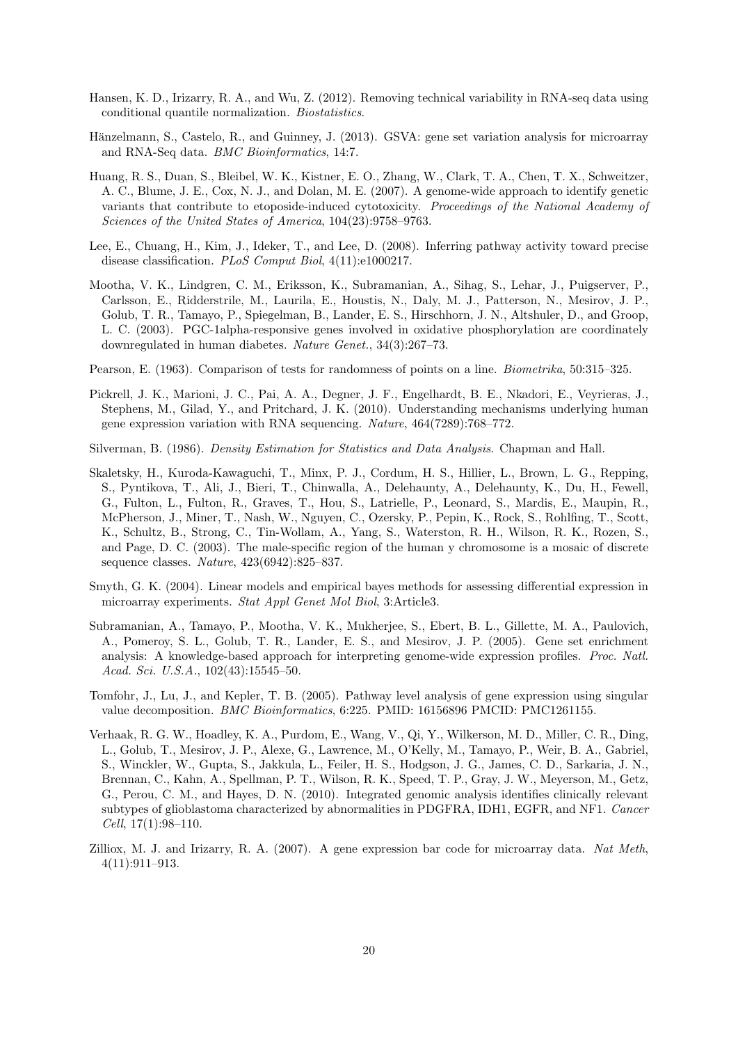Hansen, K. D., Irizarry, R. A., and Wu, Z. (2012). Removing technical variability in RNA-seq data using conditional quantile normalization. *Biostatistics*.

Hänzelmann, S., Castelo, R., and Guinney, J. (2013). GSVA: gene set variation analysis for microarray and RNA-Seq data. *BMC Bioinformatics*, 14:7.

Huang, R. S., Duan, S., Bleibel, W. K., Kistner, E. O., Zhang, W., Clark, T. A., Chen, T. X., Schweitzer, A. C., Blume, J. E., Cox, N. J., and Dolan, M. E. (2007). A genome-wide approach to identify genetic variants that contribute to etoposide-induced cytotoxicity. *Proceedings of the National Academy of Sciences of the United States of America*, 104(23):9758–9763.

Lee, E., Chuang, H., Kim, J., Ideker, T., and Lee, D. (2008). Inferring pathway activity toward precise disease classification. *PLoS Comput Biol*, 4(11):e1000217.

Mootha, V. K., Lindgren, C. M., Eriksson, K., Subramanian, A., Sihag, S., Lehar, J., Puigserver, P., Carlsson, E., Ridderstrile, M., Laurila, E., Houstis, N., Daly, M. J., Patterson, N., Mesirov, J. P., Golub, T. R., Tamayo, P., Spiegelman, B., Lander, E. S., Hirschhorn, J. N., Altshuler, D., and Groop, L. C. (2003). PGC-1alpha-responsive genes involved in oxidative phosphorylation are coordinately downregulated in human diabetes. *Nature Genet.*, 34(3):267–73.

Pearson, E. (1963). Comparison of tests for randomness of points on a line. *Biometrika*, 50:315–325.

Pickrell, J. K., Marioni, J. C., Pai, A. A., Degner, J. F., Engelhardt, B. E., Nkadori, E., Veyrieras, J., Stephens, M., Gilad, Y., and Pritchard, J. K. (2010). Understanding mechanisms underlying human gene expression variation with RNA sequencing. *Nature*, 464(7289):768–772.

Silverman, B. (1986). *Density Estimation for Statistics and Data Analysis*. Chapman and Hall.

Skaletsky, H., Kuroda-Kawaguchi, T., Minx, P. J., Cordum, H. S., Hillier, L., Brown, L. G., Repping, S., Pyntikova, T., Ali, J., Bieri, T., Chinwalla, A., Delehaunty, A., Delehaunty, K., Du, H., Fewell, G., Fulton, L., Fulton, R., Graves, T., Hou, S., Latrielle, P., Leonard, S., Mardis, E., Maupin, R., McPherson, J., Miner, T., Nash, W., Nguyen, C., Ozersky, P., Pepin, K., Rock, S., Rohlfing, T., Scott, K., Schultz, B., Strong, C., Tin-Wollam, A., Yang, S., Waterston, R. H., Wilson, R. K., Rozen, S., and Page, D. C. (2003). The male-specific region of the human y chromosome is a mosaic of discrete sequence classes. *Nature*, 423(6942):825–837.

Smyth, G. K. (2004). Linear models and empirical bayes methods for assessing differential expression in microarray experiments. *Stat Appl Genet Mol Biol*, 3:Article3.

Subramanian, A., Tamayo, P., Mootha, V. K., Mukherjee, S., Ebert, B. L., Gillette, M. A., Paulovich, A., Pomeroy, S. L., Golub, T. R., Lander, E. S., and Mesirov, J. P. (2005). Gene set enrichment analysis: A knowledge-based approach for interpreting genome-wide expression profiles. *Proc. Natl. Acad. Sci. U.S.A.*, 102(43):15545–50.

Tomfohr, J., Lu, J., and Kepler, T. B. (2005). Pathway level analysis of gene expression using singular value decomposition. *BMC Bioinformatics*, 6:225. PMID: 16156896 PMCID: PMC1261155.

Verhaak, R. G. W., Hoadley, K. A., Purdom, E., Wang, V., Qi, Y., Wilkerson, M. D., Miller, C. R., Ding, L., Golub, T., Mesirov, J. P., Alexe, G., Lawrence, M., O'Kelly, M., Tamayo, P., Weir, B. A., Gabriel, S., Winckler, W., Gupta, S., Jakkula, L., Feiler, H. S., Hodgson, J. G., James, C. D., Sarkaria, J. N., Brennan, C., Kahn, A., Spellman, P. T., Wilson, R. K., Speed, T. P., Gray, J. W., Meyerson, M., Getz, G., Perou, C. M., and Hayes, D. N. (2010). Integrated genomic analysis identifies clinically relevant subtypes of glioblastoma characterized by abnormalities in PDGFRA, IDH1, EGFR, and NF1. *Cancer Cell*, 17(1):98–110.

Zilliox, M. J. and Irizarry, R. A. (2007). A gene expression bar code for microarray data. *Nat Meth*, 4(11):911–913.